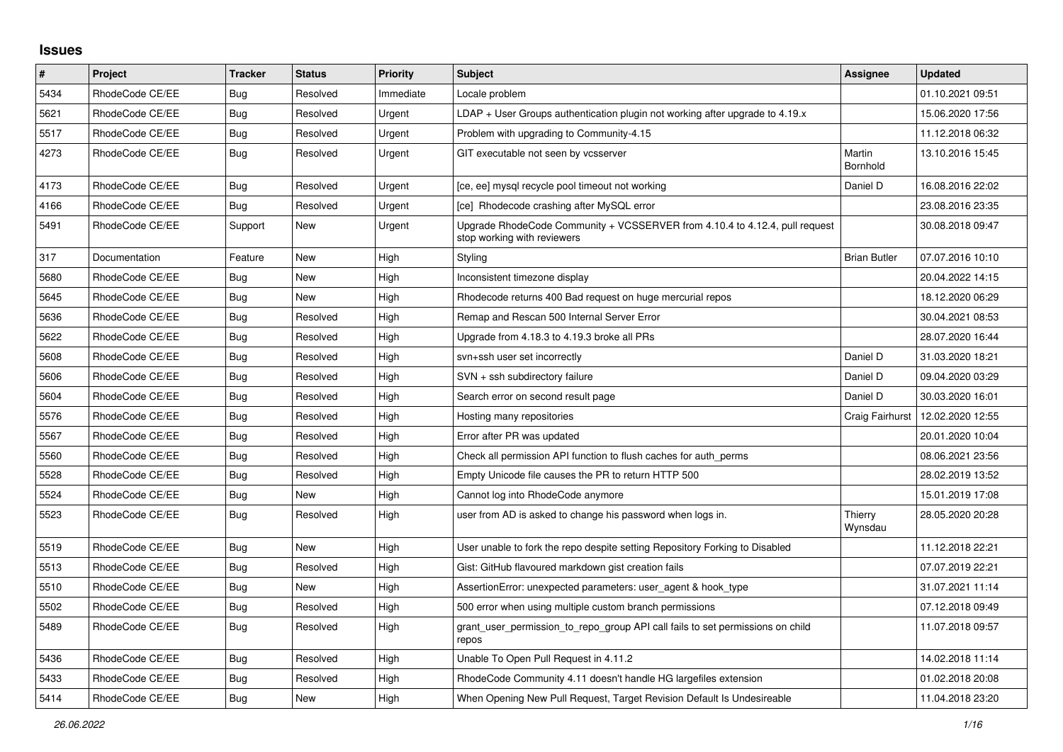## Issues

| # | Project | Tracker | Status | Priority | Subject | Assignee | Updated |
|---|---|---|---|---|---|---|---|
| 5434 | RhodeCode CE/EE | Bug | Resolved | Immediate | Locale problem | | 01.10.2021 09:51 |
| 5621 | RhodeCode CE/EE | Bug | Resolved | Urgent | LDAP + User Groups authentication plugin not working after upgrade to 4.19.x | | 15.06.2020 17:56 |
| 5517 | RhodeCode CE/EE | Bug | Resolved | Urgent | Problem with upgrading to Community-4.15 | | 11.12.2018 06:32 |
| 4273 | RhodeCode CE/EE | Bug | Resolved | Urgent | GIT executable not seen by vcsserver | Martin Bornhold | 13.10.2016 15:45 |
| 4173 | RhodeCode CE/EE | Bug | Resolved | Urgent | [ce, ee] mysql recycle pool timeout not working | Daniel D | 16.08.2016 22:02 |
| 4166 | RhodeCode CE/EE | Bug | Resolved | Urgent | [ce] Rhodecode crashing after MySQL error | | 23.08.2016 23:35 |
| 5491 | RhodeCode CE/EE | Support | New | Urgent | Upgrade RhodeCode Community + VCSSERVER from 4.10.4 to 4.12.4, pull request stop working with reviewers | | 30.08.2018 09:47 |
| 317 | Documentation | Feature | New | High | Styling | Brian Butler | 07.07.2016 10:10 |
| 5680 | RhodeCode CE/EE | Bug | New | High | Inconsistent timezone display | | 20.04.2022 14:15 |
| 5645 | RhodeCode CE/EE | Bug | New | High | Rhodecode returns 400 Bad request on huge mercurial repos | | 18.12.2020 06:29 |
| 5636 | RhodeCode CE/EE | Bug | Resolved | High | Remap and Rescan 500 Internal Server Error | | 30.04.2021 08:53 |
| 5622 | RhodeCode CE/EE | Bug | Resolved | High | Upgrade from 4.18.3 to 4.19.3 broke all PRs | | 28.07.2020 16:44 |
| 5608 | RhodeCode CE/EE | Bug | Resolved | High | svn+ssh user set incorrectly | Daniel D | 31.03.2020 18:21 |
| 5606 | RhodeCode CE/EE | Bug | Resolved | High | SVN + ssh subdirectory failure | Daniel D | 09.04.2020 03:29 |
| 5604 | RhodeCode CE/EE | Bug | Resolved | High | Search error on second result page | Daniel D | 30.03.2020 16:01 |
| 5576 | RhodeCode CE/EE | Bug | Resolved | High | Hosting many repositories | Craig Fairhurst | 12.02.2020 12:55 |
| 5567 | RhodeCode CE/EE | Bug | Resolved | High | Error after PR was updated | | 20.01.2020 10:04 |
| 5560 | RhodeCode CE/EE | Bug | Resolved | High | Check all permission API function to flush caches for auth_perms | | 08.06.2021 23:56 |
| 5528 | RhodeCode CE/EE | Bug | Resolved | High | Empty Unicode file causes the PR to return HTTP 500 | | 28.02.2019 13:52 |
| 5524 | RhodeCode CE/EE | Bug | New | High | Cannot log into RhodeCode anymore | | 15.01.2019 17:08 |
| 5523 | RhodeCode CE/EE | Bug | Resolved | High | user from AD is asked to change his password when logs in. | Thierry Wynsdau | 28.05.2020 20:28 |
| 5519 | RhodeCode CE/EE | Bug | New | High | User unable to fork the repo despite setting Repository Forking to Disabled | | 11.12.2018 22:21 |
| 5513 | RhodeCode CE/EE | Bug | Resolved | High | Gist: GitHub flavoured markdown gist creation fails | | 07.07.2019 22:21 |
| 5510 | RhodeCode CE/EE | Bug | New | High | AssertionError: unexpected parameters: user_agent & hook_type | | 31.07.2021 11:14 |
| 5502 | RhodeCode CE/EE | Bug | Resolved | High | 500 error when using multiple custom branch permissions | | 07.12.2018 09:49 |
| 5489 | RhodeCode CE/EE | Bug | Resolved | High | grant_user_permission_to_repo_group API call fails to set permissions on child repos | | 11.07.2018 09:57 |
| 5436 | RhodeCode CE/EE | Bug | Resolved | High | Unable To Open Pull Request in 4.11.2 | | 14.02.2018 11:14 |
| 5433 | RhodeCode CE/EE | Bug | Resolved | High | RhodeCode Community 4.11 doesn't handle HG largefiles extension | | 01.02.2018 20:08 |
| 5414 | RhodeCode CE/EE | Bug | New | High | When Opening New Pull Request, Target Revision Default Is Undesireable | | 11.04.2018 23:20 |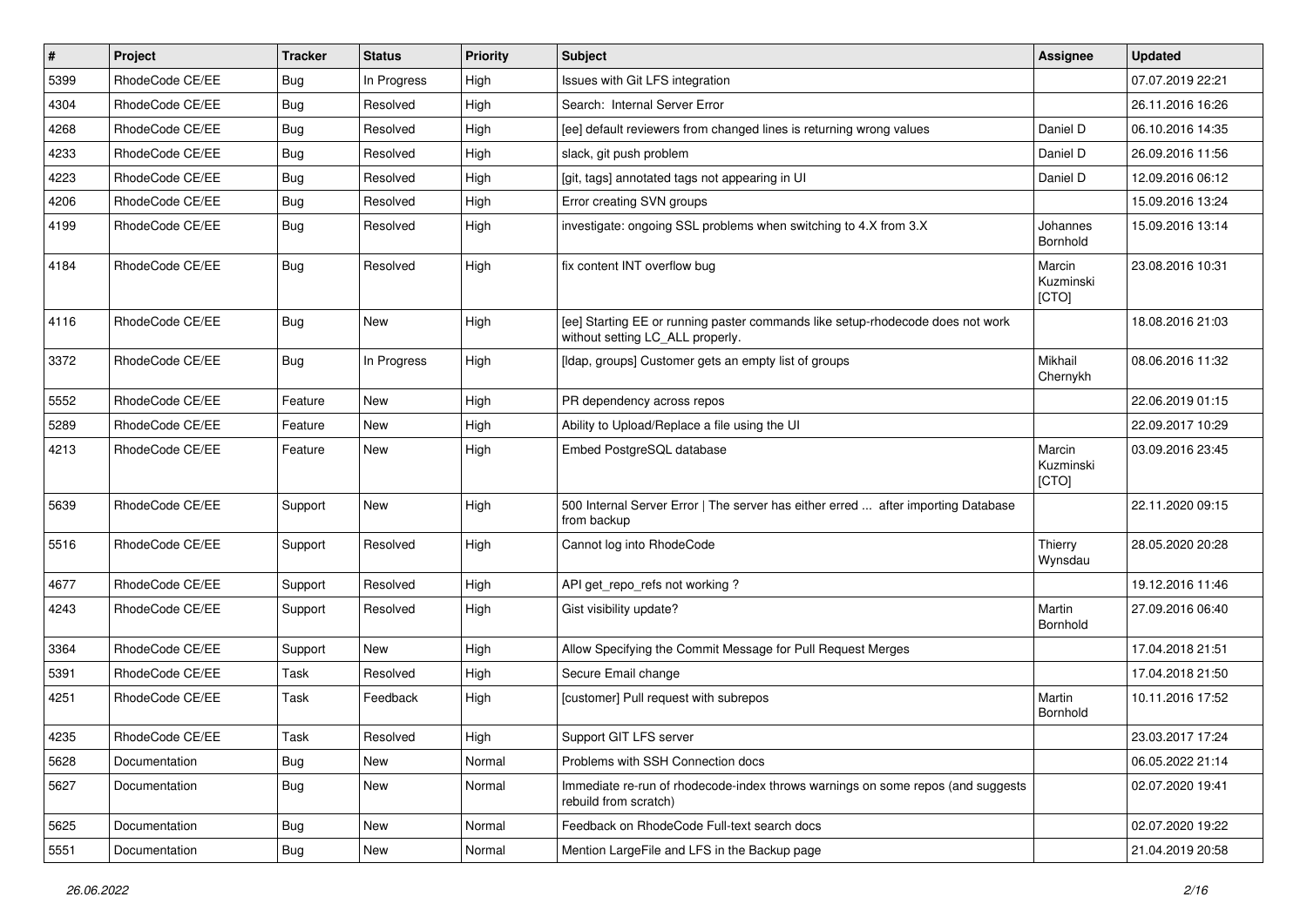| # | Project | Tracker | Status | Priority | Subject | Assignee | Updated |
| --- | --- | --- | --- | --- | --- | --- | --- |
| 5399 | RhodeCode CE/EE | Bug | In Progress | High | Issues with Git LFS integration | | 07.07.2019 22:21 |
| 4304 | RhodeCode CE/EE | Bug | Resolved | High | Search:  Internal Server Error | | 26.11.2016 16:26 |
| 4268 | RhodeCode CE/EE | Bug | Resolved | High | [ee] default reviewers from changed lines is returning wrong values | Daniel D | 06.10.2016 14:35 |
| 4233 | RhodeCode CE/EE | Bug | Resolved | High | slack, git push problem | Daniel D | 26.09.2016 11:56 |
| 4223 | RhodeCode CE/EE | Bug | Resolved | High | [git, tags] annotated tags not appearing in UI | Daniel D | 12.09.2016 06:12 |
| 4206 | RhodeCode CE/EE | Bug | Resolved | High | Error creating SVN groups | | 15.09.2016 13:24 |
| 4199 | RhodeCode CE/EE | Bug | Resolved | High | investigate: ongoing SSL problems when switching to 4.X from 3.X | Johannes Bornhold | 15.09.2016 13:14 |
| 4184 | RhodeCode CE/EE | Bug | Resolved | High | fix content INT overflow bug | Marcin Kuzminski [CTO] | 23.08.2016 10:31 |
| 4116 | RhodeCode CE/EE | Bug | New | High | [ee] Starting EE or running paster commands like setup-rhodecode does not work without setting LC_ALL properly. | | 18.08.2016 21:03 |
| 3372 | RhodeCode CE/EE | Bug | In Progress | High | [ldap, groups] Customer gets an empty list of groups | Mikhail Chernykh | 08.06.2016 11:32 |
| 5552 | RhodeCode CE/EE | Feature | New | High | PR dependency across repos | | 22.06.2019 01:15 |
| 5289 | RhodeCode CE/EE | Feature | New | High | Ability to Upload/Replace a file using the UI | | 22.09.2017 10:29 |
| 4213 | RhodeCode CE/EE | Feature | New | High | Embed PostgreSQL database | Marcin Kuzminski [CTO] | 03.09.2016 23:45 |
| 5639 | RhodeCode CE/EE | Support | New | High | 500 Internal Server Error \| The server has either erred ... after importing Database from backup | | 22.11.2020 09:15 |
| 5516 | RhodeCode CE/EE | Support | Resolved | High | Cannot log into RhodeCode | Thierry Wynsdau | 28.05.2020 20:28 |
| 4677 | RhodeCode CE/EE | Support | Resolved | High | API get_repo_refs not working ? | | 19.12.2016 11:46 |
| 4243 | RhodeCode CE/EE | Support | Resolved | High | Gist visibility update? | Martin Bornhold | 27.09.2016 06:40 |
| 3364 | RhodeCode CE/EE | Support | New | High | Allow Specifying the Commit Message for Pull Request Merges | | 17.04.2018 21:51 |
| 5391 | RhodeCode CE/EE | Task | Resolved | High | Secure Email change | | 17.04.2018 21:50 |
| 4251 | RhodeCode CE/EE | Task | Feedback | High | [customer] Pull request with subrepos | Martin Bornhold | 10.11.2016 17:52 |
| 4235 | RhodeCode CE/EE | Task | Resolved | High | Support GIT LFS server | | 23.03.2017 17:24 |
| 5628 | Documentation | Bug | New | Normal | Problems with SSH Connection docs | | 06.05.2022 21:14 |
| 5627 | Documentation | Bug | New | Normal | Immediate re-run of rhodecode-index throws warnings on some repos (and suggests rebuild from scratch) | | 02.07.2020 19:41 |
| 5625 | Documentation | Bug | New | Normal | Feedback on RhodeCode Full-text search docs | | 02.07.2020 19:22 |
| 5551 | Documentation | Bug | New | Normal | Mention LargeFile and LFS in the Backup page | | 21.04.2019 20:58 |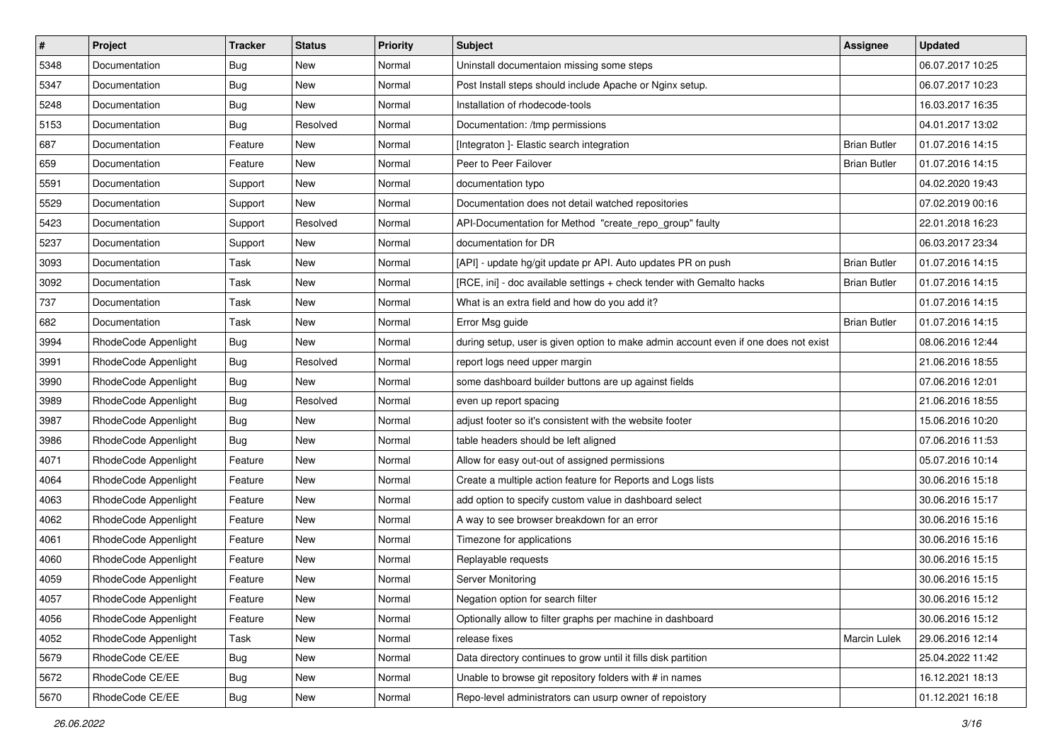| # | Project | Tracker | Status | Priority | Subject | Assignee | Updated |
|---|---|---|---|---|---|---|---|
| 5348 | Documentation | Bug | New | Normal | Uninstall documentaion missing some steps | | 06.07.2017 10:25 |
| 5347 | Documentation | Bug | New | Normal | Post Install steps should include Apache or Nginx setup. | | 06.07.2017 10:23 |
| 5248 | Documentation | Bug | New | Normal | Installation of rhodecode-tools | | 16.03.2017 16:35 |
| 5153 | Documentation | Bug | Resolved | Normal | Documentation: /tmp permissions | | 04.01.2017 13:02 |
| 687 | Documentation | Feature | New | Normal | [Integraton ]- Elastic search integration | Brian Butler | 01.07.2016 14:15 |
| 659 | Documentation | Feature | New | Normal | Peer to Peer Failover | Brian Butler | 01.07.2016 14:15 |
| 5591 | Documentation | Support | New | Normal | documentation typo | | 04.02.2020 19:43 |
| 5529 | Documentation | Support | New | Normal | Documentation does not detail watched repositories | | 07.02.2019 00:16 |
| 5423 | Documentation | Support | Resolved | Normal | API-Documentation for Method "create_repo_group" faulty | | 22.01.2018 16:23 |
| 5237 | Documentation | Support | New | Normal | documentation for DR | | 06.03.2017 23:34 |
| 3093 | Documentation | Task | New | Normal | [API] - update hg/git update pr API. Auto updates PR on push | Brian Butler | 01.07.2016 14:15 |
| 3092 | Documentation | Task | New | Normal | [RCE, ini] - doc available settings + check tender with Gemalto hacks | Brian Butler | 01.07.2016 14:15 |
| 737 | Documentation | Task | New | Normal | What is an extra field and how do you add it? | | 01.07.2016 14:15 |
| 682 | Documentation | Task | New | Normal | Error Msg guide | Brian Butler | 01.07.2016 14:15 |
| 3994 | RhodeCode Appenlight | Bug | New | Normal | during setup, user is given option to make admin account even if one does not exist | | 08.06.2016 12:44 |
| 3991 | RhodeCode Appenlight | Bug | Resolved | Normal | report logs need upper margin | | 21.06.2016 18:55 |
| 3990 | RhodeCode Appenlight | Bug | New | Normal | some dashboard builder buttons are up against fields | | 07.06.2016 12:01 |
| 3989 | RhodeCode Appenlight | Bug | Resolved | Normal | even up report spacing | | 21.06.2016 18:55 |
| 3987 | RhodeCode Appenlight | Bug | New | Normal | adjust footer so it's consistent with the website footer | | 15.06.2016 10:20 |
| 3986 | RhodeCode Appenlight | Bug | New | Normal | table headers should be left aligned | | 07.06.2016 11:53 |
| 4071 | RhodeCode Appenlight | Feature | New | Normal | Allow for easy out-out of assigned permissions | | 05.07.2016 10:14 |
| 4064 | RhodeCode Appenlight | Feature | New | Normal | Create a multiple action feature for Reports and Logs lists | | 30.06.2016 15:18 |
| 4063 | RhodeCode Appenlight | Feature | New | Normal | add option to specify custom value in dashboard select | | 30.06.2016 15:17 |
| 4062 | RhodeCode Appenlight | Feature | New | Normal | A way to see browser breakdown for an error | | 30.06.2016 15:16 |
| 4061 | RhodeCode Appenlight | Feature | New | Normal | Timezone for applications | | 30.06.2016 15:16 |
| 4060 | RhodeCode Appenlight | Feature | New | Normal | Replayable requests | | 30.06.2016 15:15 |
| 4059 | RhodeCode Appenlight | Feature | New | Normal | Server Monitoring | | 30.06.2016 15:15 |
| 4057 | RhodeCode Appenlight | Feature | New | Normal | Negation option for search filter | | 30.06.2016 15:12 |
| 4056 | RhodeCode Appenlight | Feature | New | Normal | Optionally allow to filter graphs per machine in dashboard | | 30.06.2016 15:12 |
| 4052 | RhodeCode Appenlight | Task | New | Normal | release fixes | Marcin Lulek | 29.06.2016 12:14 |
| 5679 | RhodeCode CE/EE | Bug | New | Normal | Data directory continues to grow until it fills disk partition | | 25.04.2022 11:42 |
| 5672 | RhodeCode CE/EE | Bug | New | Normal | Unable to browse git repository folders with # in names | | 16.12.2021 18:13 |
| 5670 | RhodeCode CE/EE | Bug | New | Normal | Repo-level administrators can usurp owner of repoistory | | 01.12.2021 16:18 |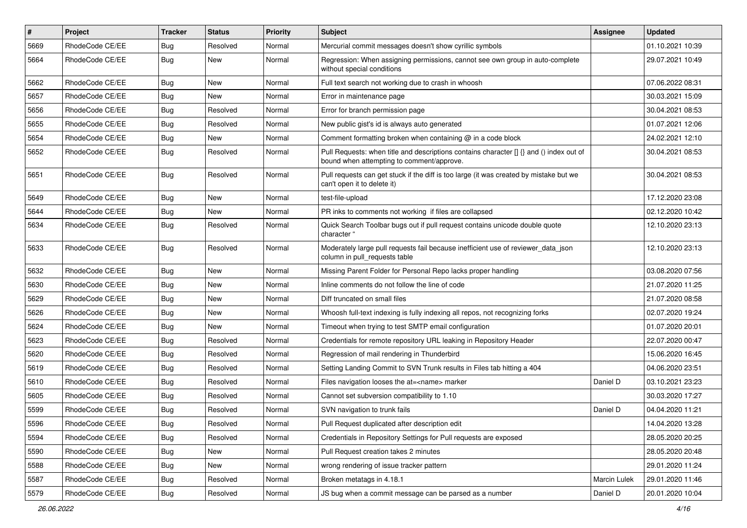| # | Project | Tracker | Status | Priority | Subject | Assignee | Updated |
|---|---|---|---|---|---|---|---|
| 5669 | RhodeCode CE/EE | Bug | Resolved | Normal | Mercurial commit messages doesn't show cyrillic symbols | | 01.10.2021 10:39 |
| 5664 | RhodeCode CE/EE | Bug | New | Normal | Regression: When assigning permissions, cannot see own group in auto-complete without special conditions | | 29.07.2021 10:49 |
| 5662 | RhodeCode CE/EE | Bug | New | Normal | Full text search not working due to crash in whoosh | | 07.06.2022 08:31 |
| 5657 | RhodeCode CE/EE | Bug | New | Normal | Error in maintenance page | | 30.03.2021 15:09 |
| 5656 | RhodeCode CE/EE | Bug | Resolved | Normal | Error for branch permission page | | 30.04.2021 08:53 |
| 5655 | RhodeCode CE/EE | Bug | Resolved | Normal | New public gist's id is always auto generated | | 01.07.2021 12:06 |
| 5654 | RhodeCode CE/EE | Bug | New | Normal | Comment formatting broken when containing @ in a code block | | 24.02.2021 12:10 |
| 5652 | RhodeCode CE/EE | Bug | Resolved | Normal | Pull Requests: when title and descriptions contains character [] {} and () index out of bound when attempting to comment/approve. | | 30.04.2021 08:53 |
| 5651 | RhodeCode CE/EE | Bug | Resolved | Normal | Pull requests can get stuck if the diff is too large (it was created by mistake but we can't open it to delete it) | | 30.04.2021 08:53 |
| 5649 | RhodeCode CE/EE | Bug | New | Normal | test-file-upload | | 17.12.2020 23:08 |
| 5644 | RhodeCode CE/EE | Bug | New | Normal | PR inks to comments not working if files are collapsed | | 02.12.2020 10:42 |
| 5634 | RhodeCode CE/EE | Bug | Resolved | Normal | Quick Search Toolbar bugs out if pull request contains unicode double quote character " | | 12.10.2020 23:13 |
| 5633 | RhodeCode CE/EE | Bug | Resolved | Normal | Moderately large pull requests fail because inefficient use of reviewer_data_json column in pull_requests table | | 12.10.2020 23:13 |
| 5632 | RhodeCode CE/EE | Bug | New | Normal | Missing Parent Folder for Personal Repo lacks proper handling | | 03.08.2020 07:56 |
| 5630 | RhodeCode CE/EE | Bug | New | Normal | Inline comments do not follow the line of code | | 21.07.2020 11:25 |
| 5629 | RhodeCode CE/EE | Bug | New | Normal | Diff truncated on small files | | 21.07.2020 08:58 |
| 5626 | RhodeCode CE/EE | Bug | New | Normal | Whoosh full-text indexing is fully indexing all repos, not recognizing forks | | 02.07.2020 19:24 |
| 5624 | RhodeCode CE/EE | Bug | New | Normal | Timeout when trying to test SMTP email configuration | | 01.07.2020 20:01 |
| 5623 | RhodeCode CE/EE | Bug | Resolved | Normal | Credentials for remote repository URL leaking in Repository Header | | 22.07.2020 00:47 |
| 5620 | RhodeCode CE/EE | Bug | Resolved | Normal | Regression of mail rendering in Thunderbird | | 15.06.2020 16:45 |
| 5619 | RhodeCode CE/EE | Bug | Resolved | Normal | Setting Landing Commit to SVN Trunk results in Files tab hitting a 404 | | 04.06.2020 23:51 |
| 5610 | RhodeCode CE/EE | Bug | Resolved | Normal | Files navigation looses the at=<name> marker | Daniel D | 03.10.2021 23:23 |
| 5605 | RhodeCode CE/EE | Bug | Resolved | Normal | Cannot set subversion compatibility to 1.10 | | 30.03.2020 17:27 |
| 5599 | RhodeCode CE/EE | Bug | Resolved | Normal | SVN navigation to trunk fails | Daniel D | 04.04.2020 11:21 |
| 5596 | RhodeCode CE/EE | Bug | Resolved | Normal | Pull Request duplicated after description edit | | 14.04.2020 13:28 |
| 5594 | RhodeCode CE/EE | Bug | Resolved | Normal | Credentials in Repository Settings for Pull requests are exposed | | 28.05.2020 20:25 |
| 5590 | RhodeCode CE/EE | Bug | New | Normal | Pull Request creation takes 2 minutes | | 28.05.2020 20:48 |
| 5588 | RhodeCode CE/EE | Bug | New | Normal | wrong rendering of issue tracker pattern | | 29.01.2020 11:24 |
| 5587 | RhodeCode CE/EE | Bug | Resolved | Normal | Broken metatags in 4.18.1 | Marcin Lulek | 29.01.2020 11:46 |
| 5579 | RhodeCode CE/EE | Bug | Resolved | Normal | JS bug when a commit message can be parsed as a number | Daniel D | 20.01.2020 10:04 |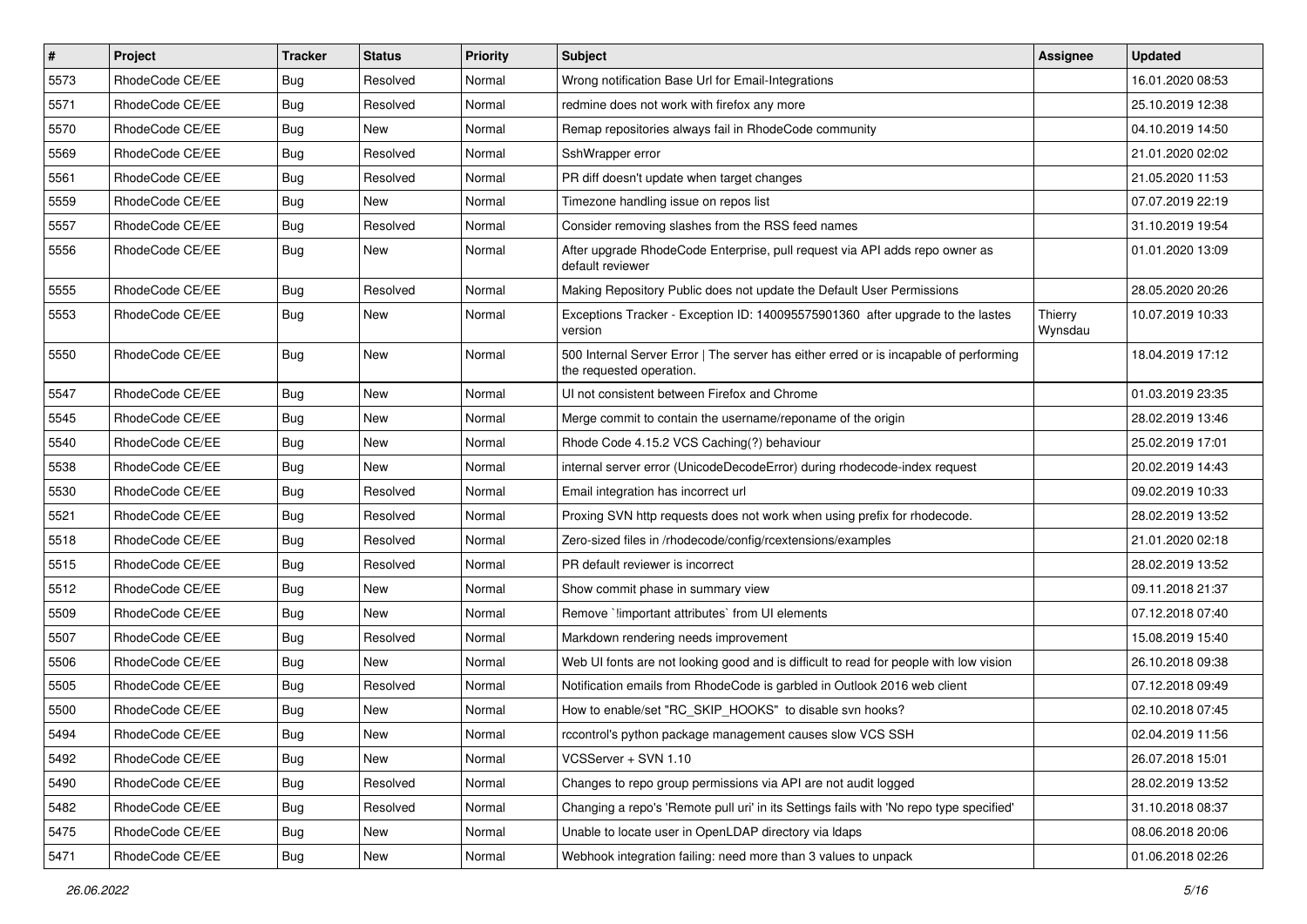| # | Project | Tracker | Status | Priority | Subject | Assignee | Updated |
| --- | --- | --- | --- | --- | --- | --- | --- |
| 5573 | RhodeCode CE/EE | Bug | Resolved | Normal | Wrong notification Base Url for Email-Integrations | | 16.01.2020 08:53 |
| 5571 | RhodeCode CE/EE | Bug | Resolved | Normal | redmine does not work with firefox any more | | 25.10.2019 12:38 |
| 5570 | RhodeCode CE/EE | Bug | New | Normal | Remap repositories always fail in RhodeCode community | | 04.10.2019 14:50 |
| 5569 | RhodeCode CE/EE | Bug | Resolved | Normal | SshWrapper error | | 21.01.2020 02:02 |
| 5561 | RhodeCode CE/EE | Bug | Resolved | Normal | PR diff doesn't update when target changes | | 21.05.2020 11:53 |
| 5559 | RhodeCode CE/EE | Bug | New | Normal | Timezone handling issue on repos list | | 07.07.2019 22:19 |
| 5557 | RhodeCode CE/EE | Bug | Resolved | Normal | Consider removing slashes from the RSS feed names | | 31.10.2019 19:54 |
| 5556 | RhodeCode CE/EE | Bug | New | Normal | After upgrade RhodeCode Enterprise, pull request via API adds repo owner as default reviewer | | 01.01.2020 13:09 |
| 5555 | RhodeCode CE/EE | Bug | Resolved | Normal | Making Repository Public does not update the Default User Permissions | | 28.05.2020 20:26 |
| 5553 | RhodeCode CE/EE | Bug | New | Normal | Exceptions Tracker - Exception ID: 140095575901360 after upgrade to the lastes version | Thierry Wynsdau | 10.07.2019 10:33 |
| 5550 | RhodeCode CE/EE | Bug | New | Normal | 500 Internal Server Error \| The server has either erred or is incapable of performing the requested operation. | | 18.04.2019 17:12 |
| 5547 | RhodeCode CE/EE | Bug | New | Normal | UI not consistent between Firefox and Chrome | | 01.03.2019 23:35 |
| 5545 | RhodeCode CE/EE | Bug | New | Normal | Merge commit to contain the username/reponame of the origin | | 28.02.2019 13:46 |
| 5540 | RhodeCode CE/EE | Bug | New | Normal | Rhode Code 4.15.2 VCS Caching(?) behaviour | | 25.02.2019 17:01 |
| 5538 | RhodeCode CE/EE | Bug | New | Normal | internal server error (UnicodeDecodeError) during rhodecode-index request | | 20.02.2019 14:43 |
| 5530 | RhodeCode CE/EE | Bug | Resolved | Normal | Email integration has incorrect url | | 09.02.2019 10:33 |
| 5521 | RhodeCode CE/EE | Bug | Resolved | Normal | Proxing SVN http requests does not work when using prefix for rhodecode. | | 28.02.2019 13:52 |
| 5518 | RhodeCode CE/EE | Bug | Resolved | Normal | Zero-sized files in /rhodecode/config/rcextensions/examples | | 21.01.2020 02:18 |
| 5515 | RhodeCode CE/EE | Bug | Resolved | Normal | PR default reviewer is incorrect | | 28.02.2019 13:52 |
| 5512 | RhodeCode CE/EE | Bug | New | Normal | Show commit phase in summary view | | 09.11.2018 21:37 |
| 5509 | RhodeCode CE/EE | Bug | New | Normal | Remove `!important attributes` from UI elements | | 07.12.2018 07:40 |
| 5507 | RhodeCode CE/EE | Bug | Resolved | Normal | Markdown rendering needs improvement | | 15.08.2019 15:40 |
| 5506 | RhodeCode CE/EE | Bug | New | Normal | Web UI fonts are not looking good and is difficult to read for people with low vision | | 26.10.2018 09:38 |
| 5505 | RhodeCode CE/EE | Bug | Resolved | Normal | Notification emails from RhodeCode is garbled in Outlook 2016 web client | | 07.12.2018 09:49 |
| 5500 | RhodeCode CE/EE | Bug | New | Normal | How to enable/set "RC_SKIP_HOOKS" to disable svn hooks? | | 02.10.2018 07:45 |
| 5494 | RhodeCode CE/EE | Bug | New | Normal | rccontrol's python package management causes slow VCS SSH | | 02.04.2019 11:56 |
| 5492 | RhodeCode CE/EE | Bug | New | Normal | VCSServer + SVN 1.10 | | 26.07.2018 15:01 |
| 5490 | RhodeCode CE/EE | Bug | Resolved | Normal | Changes to repo group permissions via API are not audit logged | | 28.02.2019 13:52 |
| 5482 | RhodeCode CE/EE | Bug | Resolved | Normal | Changing a repo's 'Remote pull uri' in its Settings fails with 'No repo type specified' | | 31.10.2018 08:37 |
| 5475 | RhodeCode CE/EE | Bug | New | Normal | Unable to locate user in OpenLDAP directory via ldaps | | 08.06.2018 20:06 |
| 5471 | RhodeCode CE/EE | Bug | New | Normal | Webhook integration failing: need more than 3 values to unpack | | 01.06.2018 02:26 |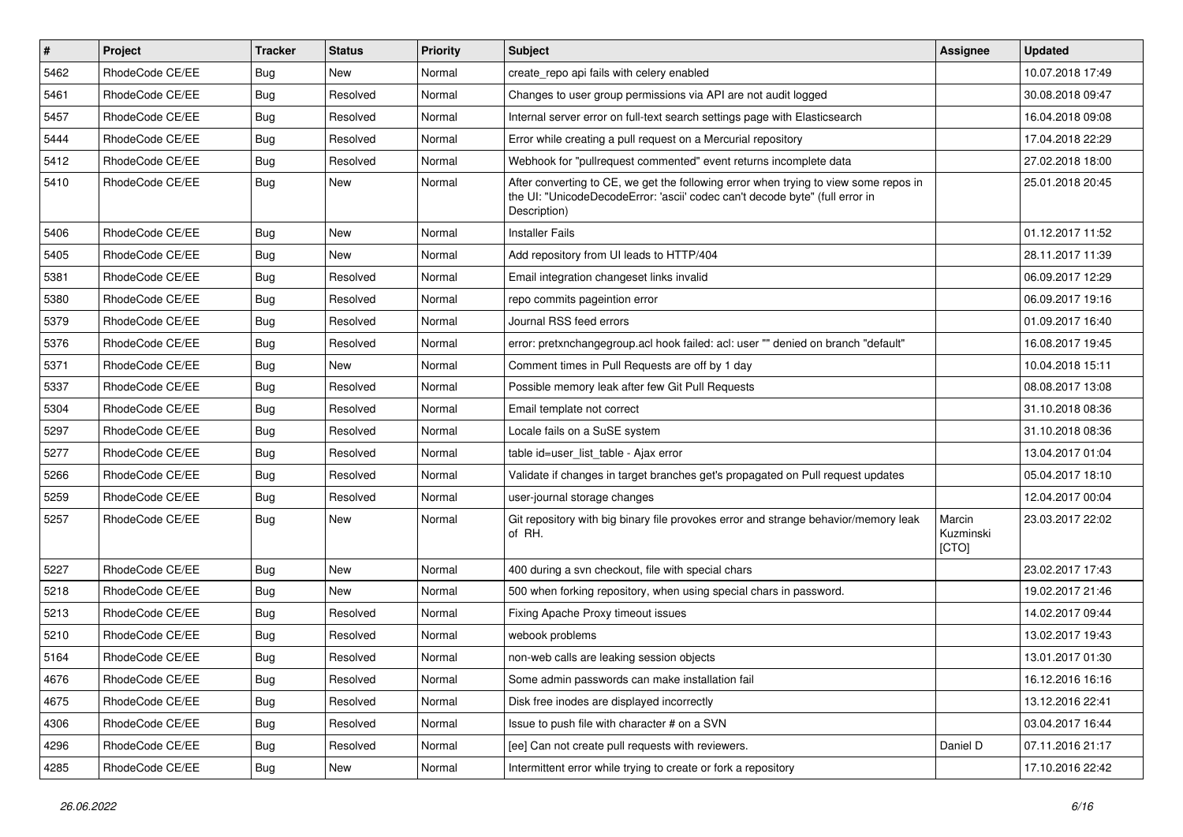| # | Project | Tracker | Status | Priority | Subject | Assignee | Updated |
|---|---|---|---|---|---|---|---|
| 5462 | RhodeCode CE/EE | Bug | New | Normal | create_repo api fails with celery enabled | | 10.07.2018 17:49 |
| 5461 | RhodeCode CE/EE | Bug | Resolved | Normal | Changes to user group permissions via API are not audit logged | | 30.08.2018 09:47 |
| 5457 | RhodeCode CE/EE | Bug | Resolved | Normal | Internal server error on full-text search settings page with Elasticsearch | | 16.04.2018 09:08 |
| 5444 | RhodeCode CE/EE | Bug | Resolved | Normal | Error while creating a pull request on a Mercurial repository | | 17.04.2018 22:29 |
| 5412 | RhodeCode CE/EE | Bug | Resolved | Normal | Webhook for "pullrequest commented" event returns incomplete data | | 27.02.2018 18:00 |
| 5410 | RhodeCode CE/EE | Bug | New | Normal | After converting to CE, we get the following error when trying to view some repos in the UI: "UnicodeDecodeError: 'ascii' codec can't decode byte" (full error in Description) | | 25.01.2018 20:45 |
| 5406 | RhodeCode CE/EE | Bug | New | Normal | Installer Fails | | 01.12.2017 11:52 |
| 5405 | RhodeCode CE/EE | Bug | New | Normal | Add repository from UI leads to HTTP/404 | | 28.11.2017 11:39 |
| 5381 | RhodeCode CE/EE | Bug | Resolved | Normal | Email integration changeset links invalid | | 06.09.2017 12:29 |
| 5380 | RhodeCode CE/EE | Bug | Resolved | Normal | repo commits pageintion error | | 06.09.2017 19:16 |
| 5379 | RhodeCode CE/EE | Bug | Resolved | Normal | Journal RSS feed errors | | 01.09.2017 16:40 |
| 5376 | RhodeCode CE/EE | Bug | Resolved | Normal | error: pretxnchangegroup.acl hook failed: acl: user "" denied on branch "default" | | 16.08.2017 19:45 |
| 5371 | RhodeCode CE/EE | Bug | New | Normal | Comment times in Pull Requests are off by 1 day | | 10.04.2018 15:11 |
| 5337 | RhodeCode CE/EE | Bug | Resolved | Normal | Possible memory leak after few Git Pull Requests | | 08.08.2017 13:08 |
| 5304 | RhodeCode CE/EE | Bug | Resolved | Normal | Email template not correct | | 31.10.2018 08:36 |
| 5297 | RhodeCode CE/EE | Bug | Resolved | Normal | Locale fails on a SuSE system | | 31.10.2018 08:36 |
| 5277 | RhodeCode CE/EE | Bug | Resolved | Normal | table id=user_list_table - Ajax error | | 13.04.2017 01:04 |
| 5266 | RhodeCode CE/EE | Bug | Resolved | Normal | Validate if changes in target branches get's propagated on Pull request updates | | 05.04.2017 18:10 |
| 5259 | RhodeCode CE/EE | Bug | Resolved | Normal | user-journal storage changes | | 12.04.2017 00:04 |
| 5257 | RhodeCode CE/EE | Bug | New | Normal | Git repository with big binary file provokes error and strange behavior/memory leak of RH. | Marcin Kuzminski [CTO] | 23.03.2017 22:02 |
| 5227 | RhodeCode CE/EE | Bug | New | Normal | 400 during a svn checkout, file with special chars | | 23.02.2017 17:43 |
| 5218 | RhodeCode CE/EE | Bug | New | Normal | 500 when forking repository, when using special chars in password. | | 19.02.2017 21:46 |
| 5213 | RhodeCode CE/EE | Bug | Resolved | Normal | Fixing Apache Proxy timeout issues | | 14.02.2017 09:44 |
| 5210 | RhodeCode CE/EE | Bug | Resolved | Normal | webook problems | | 13.02.2017 19:43 |
| 5164 | RhodeCode CE/EE | Bug | Resolved | Normal | non-web calls are leaking session objects | | 13.01.2017 01:30 |
| 4676 | RhodeCode CE/EE | Bug | Resolved | Normal | Some admin passwords can make installation fail | | 16.12.2016 16:16 |
| 4675 | RhodeCode CE/EE | Bug | Resolved | Normal | Disk free inodes are displayed incorrectly | | 13.12.2016 22:41 |
| 4306 | RhodeCode CE/EE | Bug | Resolved | Normal | Issue to push file with character # on a SVN | | 03.04.2017 16:44 |
| 4296 | RhodeCode CE/EE | Bug | Resolved | Normal | [ee] Can not create pull requests with reviewers. | Daniel D | 07.11.2016 21:17 |
| 4285 | RhodeCode CE/EE | Bug | New | Normal | Intermittent error while trying to create or fork a repository | | 17.10.2016 22:42 |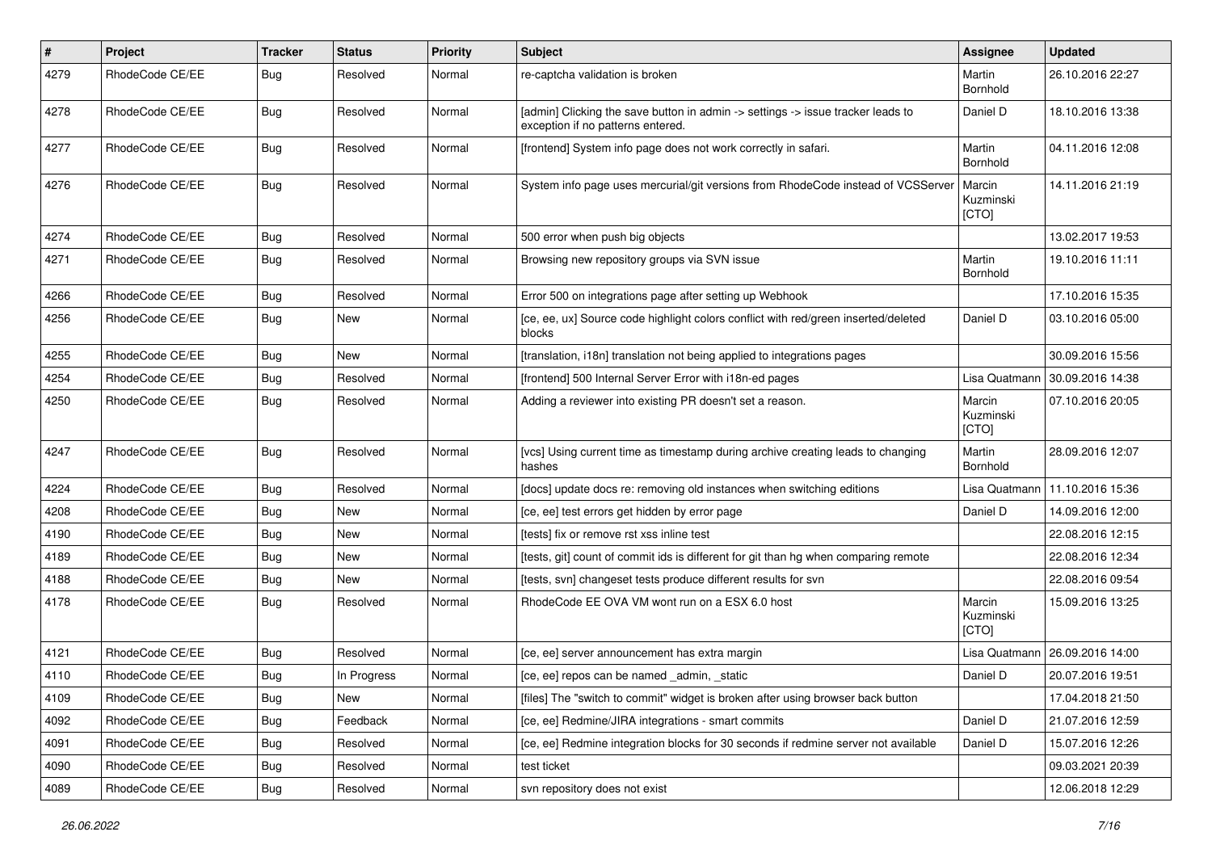| # | Project | Tracker | Status | Priority | Subject | Assignee | Updated |
|---|---|---|---|---|---|---|---|
| 4279 | RhodeCode CE/EE | Bug | Resolved | Normal | re-captcha validation is broken | Martin Bornhold | 26.10.2016 22:27 |
| 4278 | RhodeCode CE/EE | Bug | Resolved | Normal | [admin] Clicking the save button in admin -> settings -> issue tracker leads to exception if no patterns entered. | Daniel D | 18.10.2016 13:38 |
| 4277 | RhodeCode CE/EE | Bug | Resolved | Normal | [frontend] System info page does not work correctly in safari. | Martin Bornhold | 04.11.2016 12:08 |
| 4276 | RhodeCode CE/EE | Bug | Resolved | Normal | System info page uses mercurial/git versions from RhodeCode instead of VCSServer | Marcin Kuzminski [CTO] | 14.11.2016 21:19 |
| 4274 | RhodeCode CE/EE | Bug | Resolved | Normal | 500 error when push big objects | | 13.02.2017 19:53 |
| 4271 | RhodeCode CE/EE | Bug | Resolved | Normal | Browsing new repository groups via SVN issue | Martin Bornhold | 19.10.2016 11:11 |
| 4266 | RhodeCode CE/EE | Bug | Resolved | Normal | Error 500 on integrations page after setting up Webhook | | 17.10.2016 15:35 |
| 4256 | RhodeCode CE/EE | Bug | New | Normal | [ce, ee, ux] Source code highlight colors conflict with red/green inserted/deleted blocks | Daniel D | 03.10.2016 05:00 |
| 4255 | RhodeCode CE/EE | Bug | New | Normal | [translation, i18n] translation not being applied to integrations pages | | 30.09.2016 15:56 |
| 4254 | RhodeCode CE/EE | Bug | Resolved | Normal | [frontend] 500 Internal Server Error with i18n-ed pages | Lisa Quatmann | 30.09.2016 14:38 |
| 4250 | RhodeCode CE/EE | Bug | Resolved | Normal | Adding a reviewer into existing PR doesn't set a reason. | Marcin Kuzminski [CTO] | 07.10.2016 20:05 |
| 4247 | RhodeCode CE/EE | Bug | Resolved | Normal | [vcs] Using current time as timestamp during archive creating leads to changing hashes | Martin Bornhold | 28.09.2016 12:07 |
| 4224 | RhodeCode CE/EE | Bug | Resolved | Normal | [docs] update docs re: removing old instances when switching editions | Lisa Quatmann | 11.10.2016 15:36 |
| 4208 | RhodeCode CE/EE | Bug | New | Normal | [ce, ee] test errors get hidden by error page | Daniel D | 14.09.2016 12:00 |
| 4190 | RhodeCode CE/EE | Bug | New | Normal | [tests] fix or remove rst xss inline test | | 22.08.2016 12:15 |
| 4189 | RhodeCode CE/EE | Bug | New | Normal | [tests, git] count of commit ids is different for git than hg when comparing remote | | 22.08.2016 12:34 |
| 4188 | RhodeCode CE/EE | Bug | New | Normal | [tests, svn] changeset tests produce different results for svn | | 22.08.2016 09:54 |
| 4178 | RhodeCode CE/EE | Bug | Resolved | Normal | RhodeCode EE OVA VM wont run on a ESX 6.0 host | Marcin Kuzminski [CTO] | 15.09.2016 13:25 |
| 4121 | RhodeCode CE/EE | Bug | Resolved | Normal | [ce, ee] server announcement has extra margin | Lisa Quatmann | 26.09.2016 14:00 |
| 4110 | RhodeCode CE/EE | Bug | In Progress | Normal | [ce, ee] repos can be named _admin, _static | Daniel D | 20.07.2016 19:51 |
| 4109 | RhodeCode CE/EE | Bug | New | Normal | [files] The "switch to commit" widget is broken after using browser back button | | 17.04.2018 21:50 |
| 4092 | RhodeCode CE/EE | Bug | Feedback | Normal | [ce, ee] Redmine/JIRA integrations - smart commits | Daniel D | 21.07.2016 12:59 |
| 4091 | RhodeCode CE/EE | Bug | Resolved | Normal | [ce, ee] Redmine integration blocks for 30 seconds if redmine server not available | Daniel D | 15.07.2016 12:26 |
| 4090 | RhodeCode CE/EE | Bug | Resolved | Normal | test ticket | | 09.03.2021 20:39 |
| 4089 | RhodeCode CE/EE | Bug | Resolved | Normal | svn repository does not exist | | 12.06.2018 12:29 |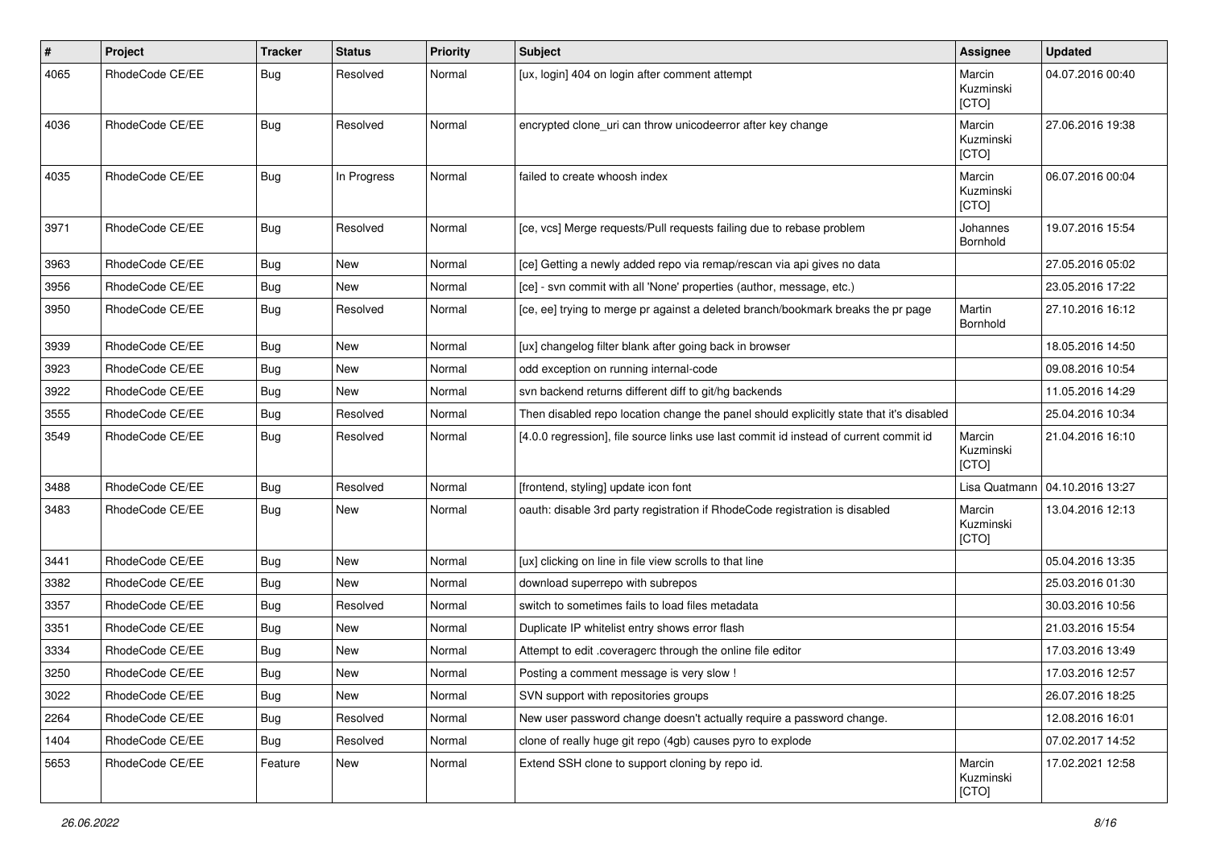| # | Project | Tracker | Status | Priority | Subject | Assignee | Updated |
|---|---|---|---|---|---|---|---|
| 4065 | RhodeCode CE/EE | Bug | Resolved | Normal | [ux, login] 404 on login after comment attempt | Marcin Kuzminski [CTO] | 04.07.2016 00:40 |
| 4036 | RhodeCode CE/EE | Bug | Resolved | Normal | encrypted clone_uri can throw unicodeerror after key change | Marcin Kuzminski [CTO] | 27.06.2016 19:38 |
| 4035 | RhodeCode CE/EE | Bug | In Progress | Normal | failed to create whoosh index | Marcin Kuzminski [CTO] | 06.07.2016 00:04 |
| 3971 | RhodeCode CE/EE | Bug | Resolved | Normal | [ce, vcs] Merge requests/Pull requests failing due to rebase problem | Johannes Bornhold | 19.07.2016 15:54 |
| 3963 | RhodeCode CE/EE | Bug | New | Normal | [ce] Getting a newly added repo via remap/rescan via api gives no data | | 27.05.2016 05:02 |
| 3956 | RhodeCode CE/EE | Bug | New | Normal | [ce] - svn commit with all 'None' properties (author, message, etc.) | | 23.05.2016 17:22 |
| 3950 | RhodeCode CE/EE | Bug | Resolved | Normal | [ce, ee] trying to merge pr against a deleted branch/bookmark breaks the pr page | Martin Bornhold | 27.10.2016 16:12 |
| 3939 | RhodeCode CE/EE | Bug | New | Normal | [ux] changelog filter blank after going back in browser | | 18.05.2016 14:50 |
| 3923 | RhodeCode CE/EE | Bug | New | Normal | odd exception on running internal-code | | 09.08.2016 10:54 |
| 3922 | RhodeCode CE/EE | Bug | New | Normal | svn backend returns different diff to git/hg backends | | 11.05.2016 14:29 |
| 3555 | RhodeCode CE/EE | Bug | Resolved | Normal | Then disabled repo location change the panel should explicitly state that it's disabled | | 25.04.2016 10:34 |
| 3549 | RhodeCode CE/EE | Bug | Resolved | Normal | [4.0.0 regression], file source links use last commit id instead of current commit id | Marcin Kuzminski [CTO] | 21.04.2016 16:10 |
| 3488 | RhodeCode CE/EE | Bug | Resolved | Normal | [frontend, styling] update icon font | Lisa Quatmann | 04.10.2016 13:27 |
| 3483 | RhodeCode CE/EE | Bug | New | Normal | oauth: disable 3rd party registration if RhodeCode registration is disabled | Marcin Kuzminski [CTO] | 13.04.2016 12:13 |
| 3441 | RhodeCode CE/EE | Bug | New | Normal | [ux] clicking on line in file view scrolls to that line | | 05.04.2016 13:35 |
| 3382 | RhodeCode CE/EE | Bug | New | Normal | download superrepo with subrepos | | 25.03.2016 01:30 |
| 3357 | RhodeCode CE/EE | Bug | Resolved | Normal | switch to sometimes fails to load files metadata | | 30.03.2016 10:56 |
| 3351 | RhodeCode CE/EE | Bug | New | Normal | Duplicate IP whitelist entry shows error flash | | 21.03.2016 15:54 |
| 3334 | RhodeCode CE/EE | Bug | New | Normal | Attempt to edit .coveragerc through the online file editor | | 17.03.2016 13:49 |
| 3250 | RhodeCode CE/EE | Bug | New | Normal | Posting a comment message is very slow ! | | 17.03.2016 12:57 |
| 3022 | RhodeCode CE/EE | Bug | New | Normal | SVN support with repositories groups | | 26.07.2016 18:25 |
| 2264 | RhodeCode CE/EE | Bug | Resolved | Normal | New user password change doesn't actually require a password change. | | 12.08.2016 16:01 |
| 1404 | RhodeCode CE/EE | Bug | Resolved | Normal | clone of really huge git repo (4gb) causes pyro to explode | | 07.02.2017 14:52 |
| 5653 | RhodeCode CE/EE | Feature | New | Normal | Extend SSH clone to support cloning by repo id. | Marcin Kuzminski [CTO] | 17.02.2021 12:58 |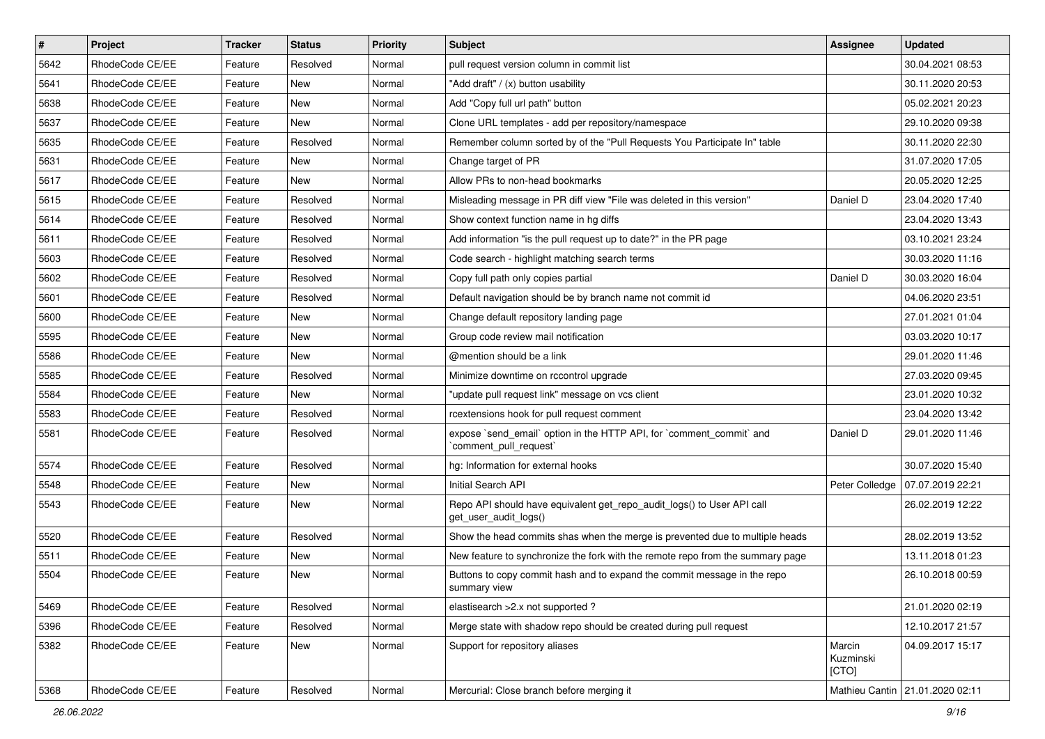| # | Project | Tracker | Status | Priority | Subject | Assignee | Updated |
|---|---|---|---|---|---|---|---|
| 5642 | RhodeCode CE/EE | Feature | Resolved | Normal | pull request version column in commit list | | 30.04.2021 08:53 |
| 5641 | RhodeCode CE/EE | Feature | New | Normal | "Add draft" / (x) button usability | | 30.11.2020 20:53 |
| 5638 | RhodeCode CE/EE | Feature | New | Normal | Add "Copy full url path" button | | 05.02.2021 20:23 |
| 5637 | RhodeCode CE/EE | Feature | New | Normal | Clone URL templates - add per repository/namespace | | 29.10.2020 09:38 |
| 5635 | RhodeCode CE/EE | Feature | Resolved | Normal | Remember column sorted by of the "Pull Requests You Participate In" table | | 30.11.2020 22:30 |
| 5631 | RhodeCode CE/EE | Feature | New | Normal | Change target of PR | | 31.07.2020 17:05 |
| 5617 | RhodeCode CE/EE | Feature | New | Normal | Allow PRs to non-head bookmarks | | 20.05.2020 12:25 |
| 5615 | RhodeCode CE/EE | Feature | Resolved | Normal | Misleading message in PR diff view "File was deleted in this version" | Daniel D | 23.04.2020 17:40 |
| 5614 | RhodeCode CE/EE | Feature | Resolved | Normal | Show context function name in hg diffs | | 23.04.2020 13:43 |
| 5611 | RhodeCode CE/EE | Feature | Resolved | Normal | Add information "is the pull request up to date?" in the PR page | | 03.10.2021 23:24 |
| 5603 | RhodeCode CE/EE | Feature | Resolved | Normal | Code search - highlight matching search terms | | 30.03.2020 11:16 |
| 5602 | RhodeCode CE/EE | Feature | Resolved | Normal | Copy full path only copies partial | Daniel D | 30.03.2020 16:04 |
| 5601 | RhodeCode CE/EE | Feature | Resolved | Normal | Default navigation should be by branch name not commit id | | 04.06.2020 23:51 |
| 5600 | RhodeCode CE/EE | Feature | New | Normal | Change default repository landing page | | 27.01.2021 01:04 |
| 5595 | RhodeCode CE/EE | Feature | New | Normal | Group code review mail notification | | 03.03.2020 10:17 |
| 5586 | RhodeCode CE/EE | Feature | New | Normal | @mention should be a link | | 29.01.2020 11:46 |
| 5585 | RhodeCode CE/EE | Feature | Resolved | Normal | Minimize downtime on rccontrol upgrade | | 27.03.2020 09:45 |
| 5584 | RhodeCode CE/EE | Feature | New | Normal | "update pull request link" message on vcs client | | 23.01.2020 10:32 |
| 5583 | RhodeCode CE/EE | Feature | Resolved | Normal | rcextensions hook for pull request comment | | 23.04.2020 13:42 |
| 5581 | RhodeCode CE/EE | Feature | Resolved | Normal | expose `send_email` option in the HTTP API, for `comment_commit` and `comment_pull_request` | Daniel D | 29.01.2020 11:46 |
| 5574 | RhodeCode CE/EE | Feature | Resolved | Normal | hg: Information for external hooks | | 30.07.2020 15:40 |
| 5548 | RhodeCode CE/EE | Feature | New | Normal | Initial Search API | Peter Colledge | 07.07.2019 22:21 |
| 5543 | RhodeCode CE/EE | Feature | New | Normal | Repo API should have equivalent get_repo_audit_logs() to User API call get_user_audit_logs() | | 26.02.2019 12:22 |
| 5520 | RhodeCode CE/EE | Feature | Resolved | Normal | Show the head commits shas when the merge is prevented due to multiple heads | | 28.02.2019 13:52 |
| 5511 | RhodeCode CE/EE | Feature | New | Normal | New feature to synchronize the fork with the remote repo from the summary page | | 13.11.2018 01:23 |
| 5504 | RhodeCode CE/EE | Feature | New | Normal | Buttons to copy commit hash and to expand the commit message in the repo summary view | | 26.10.2018 00:59 |
| 5469 | RhodeCode CE/EE | Feature | Resolved | Normal | elastiesearch >2.x not supported ? | | 21.01.2020 02:19 |
| 5396 | RhodeCode CE/EE | Feature | Resolved | Normal | Merge state with shadow repo should be created during pull request | | 12.10.2017 21:57 |
| 5382 | RhodeCode CE/EE | Feature | New | Normal | Support for repository aliases | Marcin Kuzminski [CTO] | 04.09.2017 15:17 |
| 5368 | RhodeCode CE/EE | Feature | Resolved | Normal | Mercurial: Close branch before merging it | Mathieu Cantin | 21.01.2020 02:11 |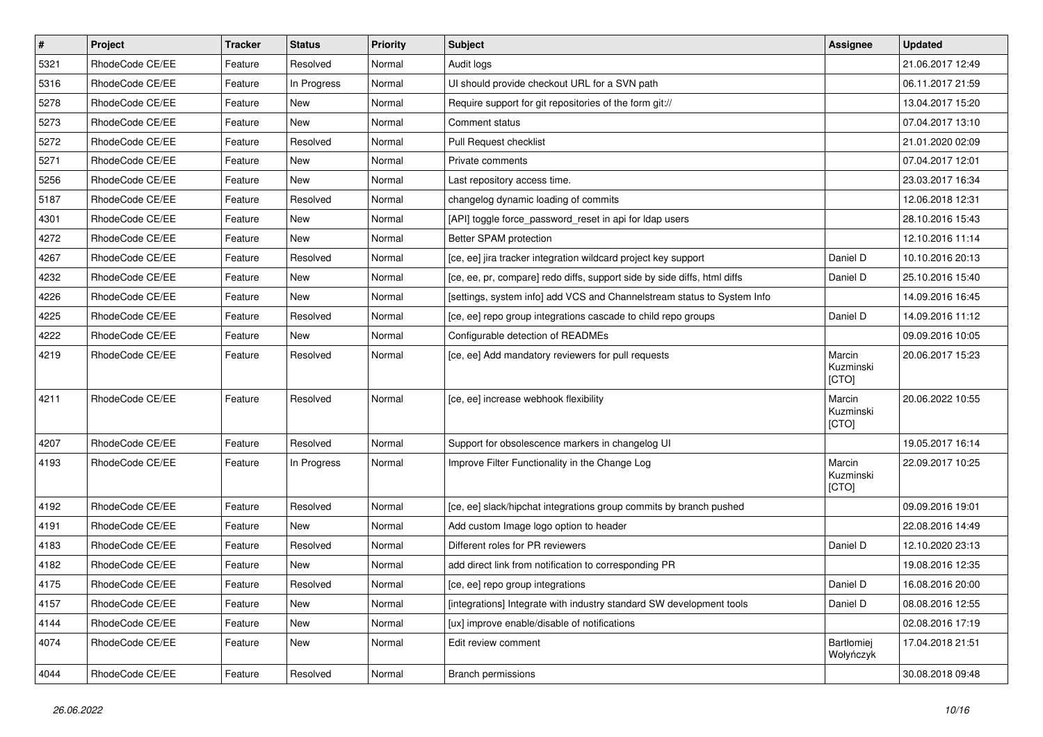| # | Project | Tracker | Status | Priority | Subject | Assignee | Updated |
|---|---|---|---|---|---|---|---|
| 5321 | RhodeCode CE/EE | Feature | Resolved | Normal | Audit logs | | 21.06.2017 12:49 |
| 5316 | RhodeCode CE/EE | Feature | In Progress | Normal | UI should provide checkout URL for a SVN path | | 06.11.2017 21:59 |
| 5278 | RhodeCode CE/EE | Feature | New | Normal | Require support for git repositories of the form git:// | | 13.04.2017 15:20 |
| 5273 | RhodeCode CE/EE | Feature | New | Normal | Comment status | | 07.04.2017 13:10 |
| 5272 | RhodeCode CE/EE | Feature | Resolved | Normal | Pull Request checklist | | 21.01.2020 02:09 |
| 5271 | RhodeCode CE/EE | Feature | New | Normal | Private comments | | 07.04.2017 12:01 |
| 5256 | RhodeCode CE/EE | Feature | New | Normal | Last repository access time. | | 23.03.2017 16:34 |
| 5187 | RhodeCode CE/EE | Feature | Resolved | Normal | changelog dynamic loading of commits | | 12.06.2018 12:31 |
| 4301 | RhodeCode CE/EE | Feature | New | Normal | [API] toggle force_password_reset in api for ldap users | | 28.10.2016 15:43 |
| 4272 | RhodeCode CE/EE | Feature | New | Normal | Better SPAM protection | | 12.10.2016 11:14 |
| 4267 | RhodeCode CE/EE | Feature | Resolved | Normal | [ce, ee] jira tracker integration wildcard project key support | Daniel D | 10.10.2016 20:13 |
| 4232 | RhodeCode CE/EE | Feature | New | Normal | [ce, ee, pr, compare] redo diffs, support side by side diffs, html diffs | Daniel D | 25.10.2016 15:40 |
| 4226 | RhodeCode CE/EE | Feature | New | Normal | [settings, system info] add VCS and Channelstream status to System Info | | 14.09.2016 16:45 |
| 4225 | RhodeCode CE/EE | Feature | Resolved | Normal | [ce, ee] repo group integrations cascade to child repo groups | Daniel D | 14.09.2016 11:12 |
| 4222 | RhodeCode CE/EE | Feature | New | Normal | Configurable detection of READMEs | | 09.09.2016 10:05 |
| 4219 | RhodeCode CE/EE | Feature | Resolved | Normal | [ce, ee] Add mandatory reviewers for pull requests | Marcin Kuzminski [CTO] | 20.06.2017 15:23 |
| 4211 | RhodeCode CE/EE | Feature | Resolved | Normal | [ce, ee] increase webhook flexibility | Marcin Kuzminski [CTO] | 20.06.2022 10:55 |
| 4207 | RhodeCode CE/EE | Feature | Resolved | Normal | Support for obsolescence markers in changelog UI | | 19.05.2017 16:14 |
| 4193 | RhodeCode CE/EE | Feature | In Progress | Normal | Improve Filter Functionality in the Change Log | Marcin Kuzminski [CTO] | 22.09.2017 10:25 |
| 4192 | RhodeCode CE/EE | Feature | Resolved | Normal | [ce, ee] slack/hipchat integrations group commits by branch pushed | | 09.09.2016 19:01 |
| 4191 | RhodeCode CE/EE | Feature | New | Normal | Add custom Image logo option to header | | 22.08.2016 14:49 |
| 4183 | RhodeCode CE/EE | Feature | Resolved | Normal | Different roles for PR reviewers | Daniel D | 12.10.2020 23:13 |
| 4182 | RhodeCode CE/EE | Feature | New | Normal | add direct link from notification to corresponding PR | | 19.08.2016 12:35 |
| 4175 | RhodeCode CE/EE | Feature | Resolved | Normal | [ce, ee] repo group integrations | Daniel D | 16.08.2016 20:00 |
| 4157 | RhodeCode CE/EE | Feature | New | Normal | [integrations] Integrate with industry standard SW development tools | Daniel D | 08.08.2016 12:55 |
| 4144 | RhodeCode CE/EE | Feature | New | Normal | [ux] improve enable/disable of notifications | | 02.08.2016 17:19 |
| 4074 | RhodeCode CE/EE | Feature | New | Normal | Edit review comment | Bartłomiej Wołyńczyk | 17.04.2018 21:51 |
| 4044 | RhodeCode CE/EE | Feature | Resolved | Normal | Branch permissions | | 30.08.2018 09:48 |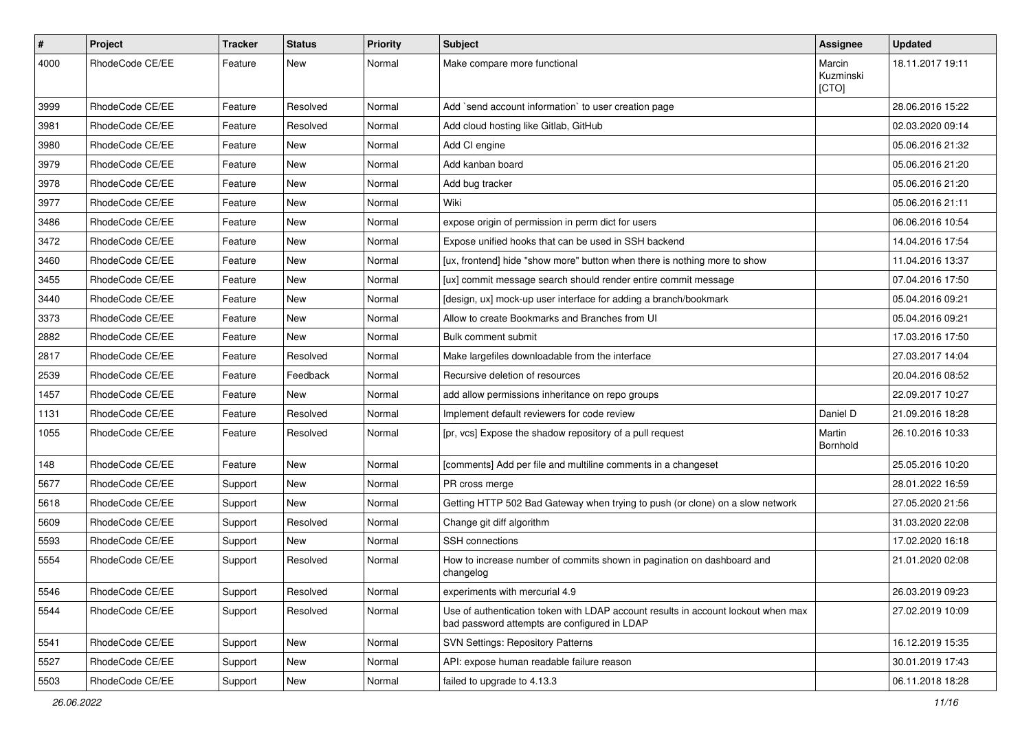| # | Project | Tracker | Status | Priority | Subject | Assignee | Updated |
|---|---|---|---|---|---|---|---|
| 4000 | RhodeCode CE/EE | Feature | New | Normal | Make compare more functional | Marcin Kuzminski [CTO] | 18.11.2017 19:11 |
| 3999 | RhodeCode CE/EE | Feature | Resolved | Normal | Add `send account information` to user creation page | | 28.06.2016 15:22 |
| 3981 | RhodeCode CE/EE | Feature | Resolved | Normal | Add cloud hosting like Gitlab, GitHub | | 02.03.2020 09:14 |
| 3980 | RhodeCode CE/EE | Feature | New | Normal | Add CI engine | | 05.06.2016 21:32 |
| 3979 | RhodeCode CE/EE | Feature | New | Normal | Add kanban board | | 05.06.2016 21:20 |
| 3978 | RhodeCode CE/EE | Feature | New | Normal | Add bug tracker | | 05.06.2016 21:20 |
| 3977 | RhodeCode CE/EE | Feature | New | Normal | Wiki | | 05.06.2016 21:11 |
| 3486 | RhodeCode CE/EE | Feature | New | Normal | expose origin of permission in perm dict for users | | 06.06.2016 10:54 |
| 3472 | RhodeCode CE/EE | Feature | New | Normal | Expose unified hooks that can be used in SSH backend | | 14.04.2016 17:54 |
| 3460 | RhodeCode CE/EE | Feature | New | Normal | [ux, frontend] hide "show more" button when there is nothing more to show | | 11.04.2016 13:37 |
| 3455 | RhodeCode CE/EE | Feature | New | Normal | [ux] commit message search should render entire commit message | | 07.04.2016 17:50 |
| 3440 | RhodeCode CE/EE | Feature | New | Normal | [design, ux] mock-up user interface for adding a branch/bookmark | | 05.04.2016 09:21 |
| 3373 | RhodeCode CE/EE | Feature | New | Normal | Allow to create Bookmarks and Branches from UI | | 05.04.2016 09:21 |
| 2882 | RhodeCode CE/EE | Feature | New | Normal | Bulk comment submit | | 17.03.2016 17:50 |
| 2817 | RhodeCode CE/EE | Feature | Resolved | Normal | Make largefiles downloadable from the interface | | 27.03.2017 14:04 |
| 2539 | RhodeCode CE/EE | Feature | Feedback | Normal | Recursive deletion of resources | | 20.04.2016 08:52 |
| 1457 | RhodeCode CE/EE | Feature | New | Normal | add allow permissions inheritance on repo groups | | 22.09.2017 10:27 |
| 1131 | RhodeCode CE/EE | Feature | Resolved | Normal | Implement default reviewers for code review | Daniel D | 21.09.2016 18:28 |
| 1055 | RhodeCode CE/EE | Feature | Resolved | Normal | [pr, vcs] Expose the shadow repository of a pull request | Martin Bornhold | 26.10.2016 10:33 |
| 148 | RhodeCode CE/EE | Feature | New | Normal | [comments] Add per file and multiline comments in a changeset | | 25.05.2016 10:20 |
| 5677 | RhodeCode CE/EE | Support | New | Normal | PR cross merge | | 28.01.2022 16:59 |
| 5618 | RhodeCode CE/EE | Support | New | Normal | Getting HTTP 502 Bad Gateway when trying to push (or clone) on a slow network | | 27.05.2020 21:56 |
| 5609 | RhodeCode CE/EE | Support | Resolved | Normal | Change git diff algorithm | | 31.03.2020 22:08 |
| 5593 | RhodeCode CE/EE | Support | New | Normal | SSH connections | | 17.02.2020 16:18 |
| 5554 | RhodeCode CE/EE | Support | Resolved | Normal | How to increase number of commits shown in pagination on dashboard and changelog | | 21.01.2020 02:08 |
| 5546 | RhodeCode CE/EE | Support | Resolved | Normal | experiments with mercurial 4.9 | | 26.03.2019 09:23 |
| 5544 | RhodeCode CE/EE | Support | Resolved | Normal | Use of authentication token with LDAP account results in account lockout when max bad password attempts are configured in LDAP | | 27.02.2019 10:09 |
| 5541 | RhodeCode CE/EE | Support | New | Normal | SVN Settings: Repository Patterns | | 16.12.2019 15:35 |
| 5527 | RhodeCode CE/EE | Support | New | Normal | API: expose human readable failure reason | | 30.01.2019 17:43 |
| 5503 | RhodeCode CE/EE | Support | New | Normal | failed to upgrade to 4.13.3 | | 06.11.2018 18:28 |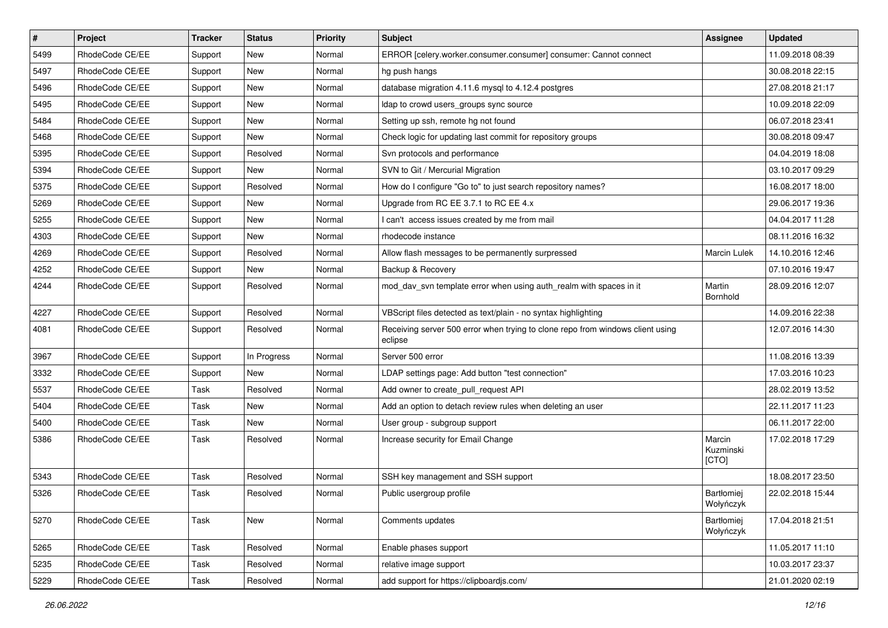| # | Project | Tracker | Status | Priority | Subject | Assignee | Updated |
|---|---|---|---|---|---|---|---|
| 5499 | RhodeCode CE/EE | Support | New | Normal | ERROR [celery.worker.consumer.consumer] consumer: Cannot connect | | 11.09.2018 08:39 |
| 5497 | RhodeCode CE/EE | Support | New | Normal | hg push hangs | | 30.08.2018 22:15 |
| 5496 | RhodeCode CE/EE | Support | New | Normal | database migration 4.11.6 mysql to 4.12.4 postgres | | 27.08.2018 21:17 |
| 5495 | RhodeCode CE/EE | Support | New | Normal | ldap to crowd users_groups sync source | | 10.09.2018 22:09 |
| 5484 | RhodeCode CE/EE | Support | New | Normal | Setting up ssh, remote hg not found | | 06.07.2018 23:41 |
| 5468 | RhodeCode CE/EE | Support | New | Normal | Check logic for updating last commit for repository groups | | 30.08.2018 09:47 |
| 5395 | RhodeCode CE/EE | Support | Resolved | Normal | Svn protocols and performance | | 04.04.2019 18:08 |
| 5394 | RhodeCode CE/EE | Support | New | Normal | SVN to Git / Mercurial Migration | | 03.10.2017 09:29 |
| 5375 | RhodeCode CE/EE | Support | Resolved | Normal | How do I configure "Go to" to just search repository names? | | 16.08.2017 18:00 |
| 5269 | RhodeCode CE/EE | Support | New | Normal | Upgrade from RC EE 3.7.1 to RC EE 4.x | | 29.06.2017 19:36 |
| 5255 | RhodeCode CE/EE | Support | New | Normal | I can't access issues created by me from mail | | 04.04.2017 11:28 |
| 4303 | RhodeCode CE/EE | Support | New | Normal | rhodecode instance | | 08.11.2016 16:32 |
| 4269 | RhodeCode CE/EE | Support | Resolved | Normal | Allow flash messages to be permanently surpressed | Marcin Lulek | 14.10.2016 12:46 |
| 4252 | RhodeCode CE/EE | Support | New | Normal | Backup & Recovery | | 07.10.2016 19:47 |
| 4244 | RhodeCode CE/EE | Support | Resolved | Normal | mod_dav_svn template error when using auth_realm with spaces in it | Martin Bornhold | 28.09.2016 12:07 |
| 4227 | RhodeCode CE/EE | Support | Resolved | Normal | VBScript files detected as text/plain - no syntax highlighting | | 14.09.2016 22:38 |
| 4081 | RhodeCode CE/EE | Support | Resolved | Normal | Receiving server 500 error when trying to clone repo from windows client using eclipse | | 12.07.2016 14:30 |
| 3967 | RhodeCode CE/EE | Support | In Progress | Normal | Server 500 error | | 11.08.2016 13:39 |
| 3332 | RhodeCode CE/EE | Support | New | Normal | LDAP settings page: Add button "test connection" | | 17.03.2016 10:23 |
| 5537 | RhodeCode CE/EE | Task | Resolved | Normal | Add owner to create_pull_request API | | 28.02.2019 13:52 |
| 5404 | RhodeCode CE/EE | Task | New | Normal | Add an option to detach review rules when deleting an user | | 22.11.2017 11:23 |
| 5400 | RhodeCode CE/EE | Task | New | Normal | User group - subgroup support | | 06.11.2017 22:00 |
| 5386 | RhodeCode CE/EE | Task | Resolved | Normal | Increase security for Email Change | Marcin Kuzminski [CTO] | 17.02.2018 17:29 |
| 5343 | RhodeCode CE/EE | Task | Resolved | Normal | SSH key management and SSH support | | 18.08.2017 23:50 |
| 5326 | RhodeCode CE/EE | Task | Resolved | Normal | Public usergroup profile | Bartłomiej Wołyńczyk | 22.02.2018 15:44 |
| 5270 | RhodeCode CE/EE | Task | New | Normal | Comments updates | Bartłomiej Wołyńczyk | 17.04.2018 21:51 |
| 5265 | RhodeCode CE/EE | Task | Resolved | Normal | Enable phases support | | 11.05.2017 11:10 |
| 5235 | RhodeCode CE/EE | Task | Resolved | Normal | relative image support | | 10.03.2017 23:37 |
| 5229 | RhodeCode CE/EE | Task | Resolved | Normal | add support for https://clipboardjs.com/ | | 21.01.2020 02:19 |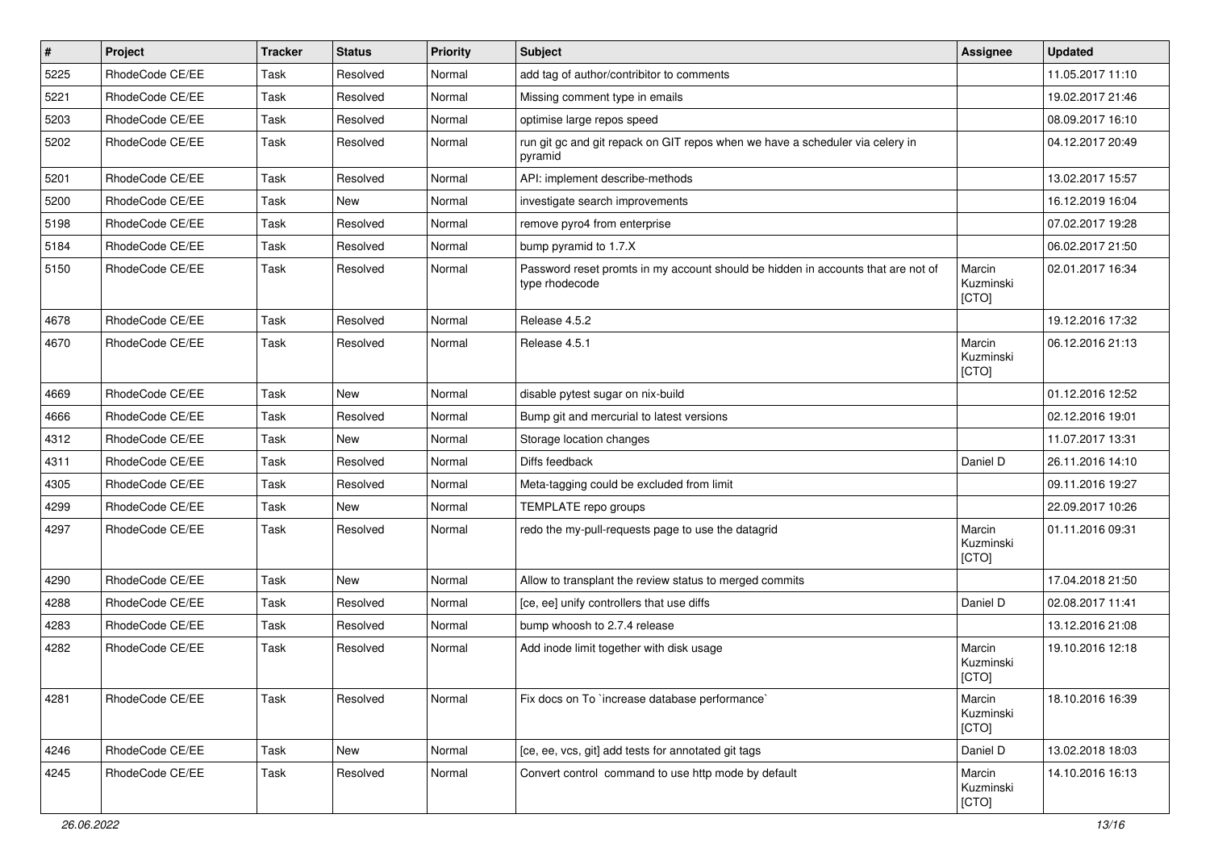| # | Project | Tracker | Status | Priority | Subject | Assignee | Updated |
|---|---|---|---|---|---|---|---|
| 5225 | RhodeCode CE/EE | Task | Resolved | Normal | add tag of author/contribitor to comments | | 11.05.2017 11:10 |
| 5221 | RhodeCode CE/EE | Task | Resolved | Normal | Missing comment type in emails | | 19.02.2017 21:46 |
| 5203 | RhodeCode CE/EE | Task | Resolved | Normal | optimise large repos speed | | 08.09.2017 16:10 |
| 5202 | RhodeCode CE/EE | Task | Resolved | Normal | run git gc and git repack on GIT repos when we have a scheduler via celery in pyramid | | 04.12.2017 20:49 |
| 5201 | RhodeCode CE/EE | Task | Resolved | Normal | API: implement describe-methods | | 13.02.2017 15:57 |
| 5200 | RhodeCode CE/EE | Task | New | Normal | investigate search improvements | | 16.12.2019 16:04 |
| 5198 | RhodeCode CE/EE | Task | Resolved | Normal | remove pyro4 from enterprise | | 07.02.2017 19:28 |
| 5184 | RhodeCode CE/EE | Task | Resolved | Normal | bump pyramid to 1.7.X | | 06.02.2017 21:50 |
| 5150 | RhodeCode CE/EE | Task | Resolved | Normal | Password reset promts in my account should be hidden in accounts that are not of type rhodecode | Marcin Kuzminski [CTO] | 02.01.2017 16:34 |
| 4678 | RhodeCode CE/EE | Task | Resolved | Normal | Release 4.5.2 | | 19.12.2016 17:32 |
| 4670 | RhodeCode CE/EE | Task | Resolved | Normal | Release 4.5.1 | Marcin Kuzminski [CTO] | 06.12.2016 21:13 |
| 4669 | RhodeCode CE/EE | Task | New | Normal | disable pytest sugar on nix-build | | 01.12.2016 12:52 |
| 4666 | RhodeCode CE/EE | Task | Resolved | Normal | Bump git and mercurial to latest versions | | 02.12.2016 19:01 |
| 4312 | RhodeCode CE/EE | Task | New | Normal | Storage location changes | | 11.07.2017 13:31 |
| 4311 | RhodeCode CE/EE | Task | Resolved | Normal | Diffs feedback | Daniel D | 26.11.2016 14:10 |
| 4305 | RhodeCode CE/EE | Task | Resolved | Normal | Meta-tagging could be excluded from limit | | 09.11.2016 19:27 |
| 4299 | RhodeCode CE/EE | Task | New | Normal | TEMPLATE repo groups | | 22.09.2017 10:26 |
| 4297 | RhodeCode CE/EE | Task | Resolved | Normal | redo the my-pull-requests page to use the datagrid | Marcin Kuzminski [CTO] | 01.11.2016 09:31 |
| 4290 | RhodeCode CE/EE | Task | New | Normal | Allow to transplant the review status to merged commits | | 17.04.2018 21:50 |
| 4288 | RhodeCode CE/EE | Task | Resolved | Normal | [ce, ee] unify controllers that use diffs | Daniel D | 02.08.2017 11:41 |
| 4283 | RhodeCode CE/EE | Task | Resolved | Normal | bump whoosh to 2.7.4 release | | 13.12.2016 21:08 |
| 4282 | RhodeCode CE/EE | Task | Resolved | Normal | Add inode limit together with disk usage | Marcin Kuzminski [CTO] | 19.10.2016 12:18 |
| 4281 | RhodeCode CE/EE | Task | Resolved | Normal | Fix docs on To `increase database performance` | Marcin Kuzminski [CTO] | 18.10.2016 16:39 |
| 4246 | RhodeCode CE/EE | Task | New | Normal | [ce, ee, vcs, git] add tests for annotated git tags | Daniel D | 13.02.2018 18:03 |
| 4245 | RhodeCode CE/EE | Task | Resolved | Normal | Convert control command to use http mode by default | Marcin Kuzminski [CTO] | 14.10.2016 16:13 |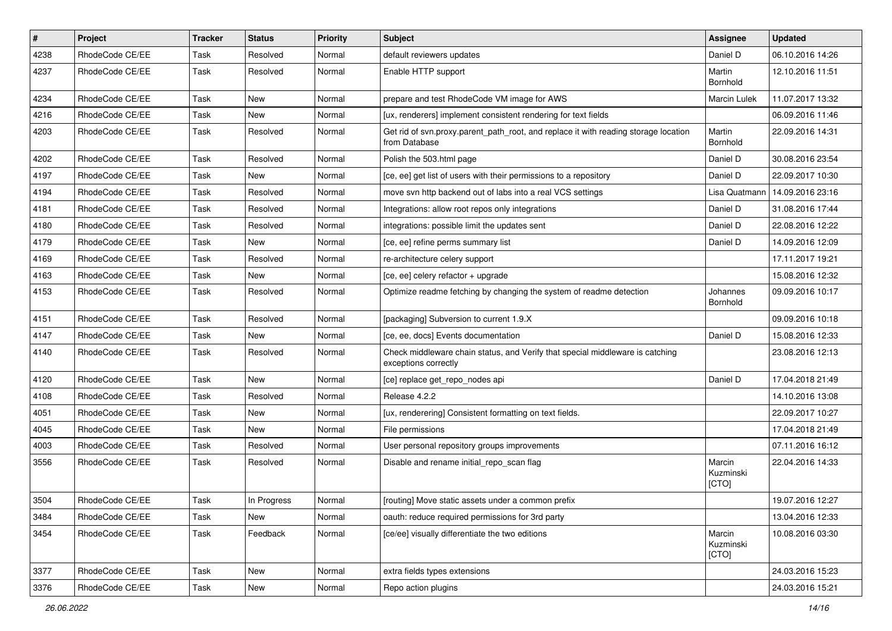| # | Project | Tracker | Status | Priority | Subject | Assignee | Updated |
|---|---|---|---|---|---|---|---|
| 4238 | RhodeCode CE/EE | Task | Resolved | Normal | default reviewers updates | Daniel D | 06.10.2016 14:26 |
| 4237 | RhodeCode CE/EE | Task | Resolved | Normal | Enable HTTP support | Martin Bornhold | 12.10.2016 11:51 |
| 4234 | RhodeCode CE/EE | Task | New | Normal | prepare and test RhodeCode VM image for AWS | Marcin Lulek | 11.07.2017 13:32 |
| 4216 | RhodeCode CE/EE | Task | New | Normal | [ux, renderers] implement consistent rendering for text fields | | 06.09.2016 11:46 |
| 4203 | RhodeCode CE/EE | Task | Resolved | Normal | Get rid of svn.proxy.parent_path_root, and replace it with reading storage location from Database | Martin Bornhold | 22.09.2016 14:31 |
| 4202 | RhodeCode CE/EE | Task | Resolved | Normal | Polish the 503.html page | Daniel D | 30.08.2016 23:54 |
| 4197 | RhodeCode CE/EE | Task | New | Normal | [ce, ee] get list of users with their permissions to a repository | Daniel D | 22.09.2017 10:30 |
| 4194 | RhodeCode CE/EE | Task | Resolved | Normal | move svn http backend out of labs into a real VCS settings | Lisa Quatmann | 14.09.2016 23:16 |
| 4181 | RhodeCode CE/EE | Task | Resolved | Normal | Integrations: allow root repos only integrations | Daniel D | 31.08.2016 17:44 |
| 4180 | RhodeCode CE/EE | Task | Resolved | Normal | integrations: possible limit the updates sent | Daniel D | 22.08.2016 12:22 |
| 4179 | RhodeCode CE/EE | Task | New | Normal | [ce, ee] refine perms summary list | Daniel D | 14.09.2016 12:09 |
| 4169 | RhodeCode CE/EE | Task | Resolved | Normal | re-architecture celery support | | 17.11.2017 19:21 |
| 4163 | RhodeCode CE/EE | Task | New | Normal | [ce, ee] celery refactor + upgrade | | 15.08.2016 12:32 |
| 4153 | RhodeCode CE/EE | Task | Resolved | Normal | Optimize readme fetching by changing the system of readme detection | Johannes Bornhold | 09.09.2016 10:17 |
| 4151 | RhodeCode CE/EE | Task | Resolved | Normal | [packaging] Subversion to current 1.9.X | | 09.09.2016 10:18 |
| 4147 | RhodeCode CE/EE | Task | New | Normal | [ce, ee, docs] Events documentation | Daniel D | 15.08.2016 12:33 |
| 4140 | RhodeCode CE/EE | Task | Resolved | Normal | Check middleware chain status, and Verify that special middleware is catching exceptions correctly | | 23.08.2016 12:13 |
| 4120 | RhodeCode CE/EE | Task | New | Normal | [ce] replace get_repo_nodes api | Daniel D | 17.04.2018 21:49 |
| 4108 | RhodeCode CE/EE | Task | Resolved | Normal | Release 4.2.2 | | 14.10.2016 13:08 |
| 4051 | RhodeCode CE/EE | Task | New | Normal | [ux, renderering] Consistent formatting on text fields. | | 22.09.2017 10:27 |
| 4045 | RhodeCode CE/EE | Task | New | Normal | File permissions | | 17.04.2018 21:49 |
| 4003 | RhodeCode CE/EE | Task | Resolved | Normal | User personal repository groups improvements | | 07.11.2016 16:12 |
| 3556 | RhodeCode CE/EE | Task | Resolved | Normal | Disable and rename initial_repo_scan flag | Marcin Kuzminski [CTO] | 22.04.2016 14:33 |
| 3504 | RhodeCode CE/EE | Task | In Progress | Normal | [routing] Move static assets under a common prefix | | 19.07.2016 12:27 |
| 3484 | RhodeCode CE/EE | Task | New | Normal | oauth: reduce required permissions for 3rd party | | 13.04.2016 12:33 |
| 3454 | RhodeCode CE/EE | Task | Feedback | Normal | [ce/ee] visually differentiate the two editions | Marcin Kuzminski [CTO] | 10.08.2016 03:30 |
| 3377 | RhodeCode CE/EE | Task | New | Normal | extra fields types extensions | | 24.03.2016 15:23 |
| 3376 | RhodeCode CE/EE | Task | New | Normal | Repo action plugins | | 24.03.2016 15:21 |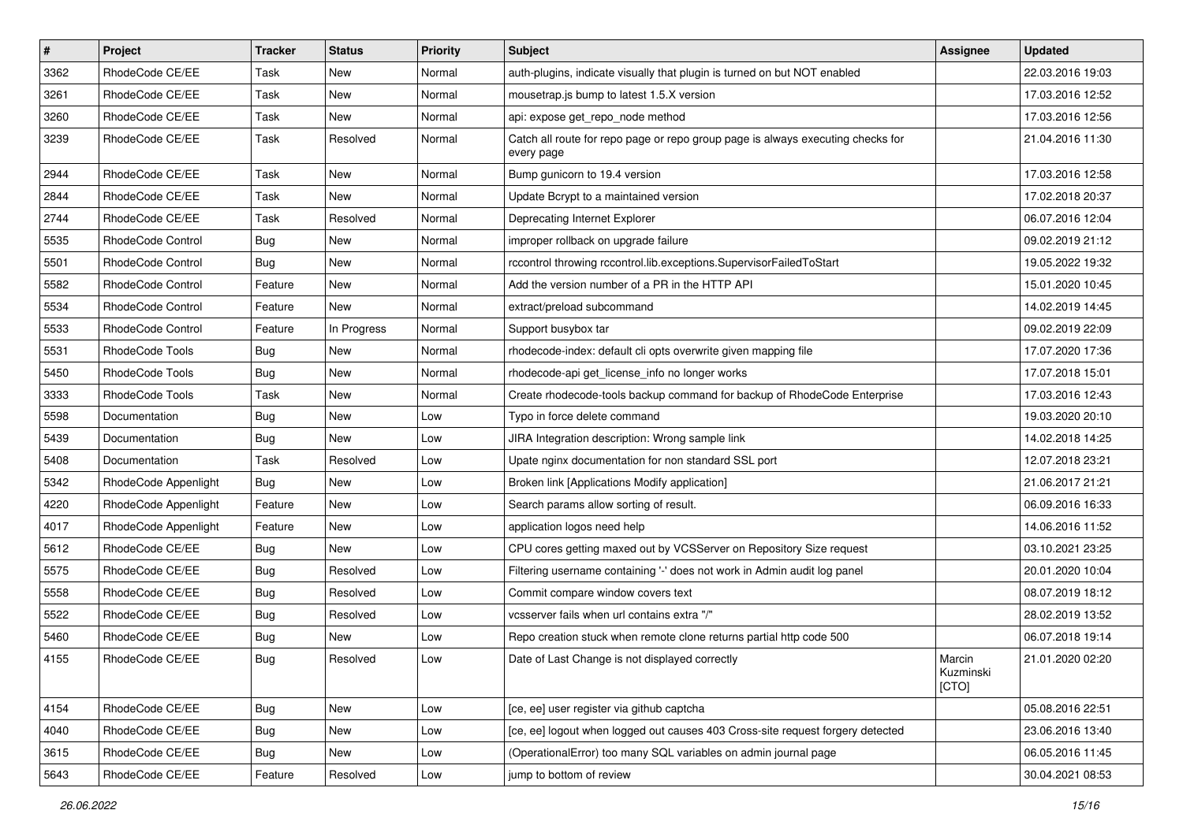| # | Project | Tracker | Status | Priority | Subject | Assignee | Updated |
|---|---|---|---|---|---|---|---|
| 3362 | RhodeCode CE/EE | Task | New | Normal | auth-plugins, indicate visually that plugin is turned on but NOT enabled | | 22.03.2016 19:03 |
| 3261 | RhodeCode CE/EE | Task | New | Normal | mousetrap.js bump to latest 1.5.X version | | 17.03.2016 12:52 |
| 3260 | RhodeCode CE/EE | Task | New | Normal | api: expose get_repo_node method | | 17.03.2016 12:56 |
| 3239 | RhodeCode CE/EE | Task | Resolved | Normal | Catch all route for repo page or repo group page is always executing checks for every page | | 21.04.2016 11:30 |
| 2944 | RhodeCode CE/EE | Task | New | Normal | Bump gunicorn to 19.4 version | | 17.03.2016 12:58 |
| 2844 | RhodeCode CE/EE | Task | New | Normal | Update Bcrypt to a maintained version | | 17.02.2018 20:37 |
| 2744 | RhodeCode CE/EE | Task | Resolved | Normal | Deprecating Internet Explorer | | 06.07.2016 12:04 |
| 5535 | RhodeCode Control | Bug | New | Normal | improper rollback on upgrade failure | | 09.02.2019 21:12 |
| 5501 | RhodeCode Control | Bug | New | Normal | rccontrol throwing rccontrol.lib.exceptions.SupervisorFailedToStart | | 19.05.2022 19:32 |
| 5582 | RhodeCode Control | Feature | New | Normal | Add the version number of a PR in the HTTP API | | 15.01.2020 10:45 |
| 5534 | RhodeCode Control | Feature | New | Normal | extract/preload subcommand | | 14.02.2019 14:45 |
| 5533 | RhodeCode Control | Feature | In Progress | Normal | Support busybox tar | | 09.02.2019 22:09 |
| 5531 | RhodeCode Tools | Bug | New | Normal | rhodecode-index: default cli opts overwrite given mapping file | | 17.07.2020 17:36 |
| 5450 | RhodeCode Tools | Bug | New | Normal | rhodecode-api get_license_info no longer works | | 17.07.2018 15:01 |
| 3333 | RhodeCode Tools | Task | New | Normal | Create rhodecode-tools backup command for backup of RhodeCode Enterprise | | 17.03.2016 12:43 |
| 5598 | Documentation | Bug | New | Low | Typo in force delete command | | 19.03.2020 20:10 |
| 5439 | Documentation | Bug | New | Low | JIRA Integration description: Wrong sample link | | 14.02.2018 14:25 |
| 5408 | Documentation | Task | Resolved | Low | Upate nginx documentation for non standard SSL port | | 12.07.2018 23:21 |
| 5342 | RhodeCode Appenlight | Bug | New | Low | Broken link [Applications Modify application] | | 21.06.2017 21:21 |
| 4220 | RhodeCode Appenlight | Feature | New | Low | Search params allow sorting of result. | | 06.09.2016 16:33 |
| 4017 | RhodeCode Appenlight | Feature | New | Low | application logos need help | | 14.06.2016 11:52 |
| 5612 | RhodeCode CE/EE | Bug | New | Low | CPU cores getting maxed out by VCSServer on Repository Size request | | 03.10.2021 23:25 |
| 5575 | RhodeCode CE/EE | Bug | Resolved | Low | Filtering username containing '-' does not work in Admin audit log panel | | 20.01.2020 10:04 |
| 5558 | RhodeCode CE/EE | Bug | Resolved | Low | Commit compare window covers text | | 08.07.2019 18:12 |
| 5522 | RhodeCode CE/EE | Bug | Resolved | Low | vcsserver fails when url contains extra "/" | | 28.02.2019 13:52 |
| 5460 | RhodeCode CE/EE | Bug | New | Low | Repo creation stuck when remote clone returns partial http code 500 | | 06.07.2018 19:14 |
| 4155 | RhodeCode CE/EE | Bug | Resolved | Low | Date of Last Change is not displayed correctly | Marcin Kuzminski [CTO] | 21.01.2020 02:20 |
| 4154 | RhodeCode CE/EE | Bug | New | Low | [ce, ee] user register via github captcha | | 05.08.2016 22:51 |
| 4040 | RhodeCode CE/EE | Bug | New | Low | [ce, ee] logout when logged out causes 403 Cross-site request forgery detected | | 23.06.2016 13:40 |
| 3615 | RhodeCode CE/EE | Bug | New | Low | (OperationalError) too many SQL variables on admin journal page | | 06.05.2016 11:45 |
| 5643 | RhodeCode CE/EE | Feature | Resolved | Low | jump to bottom of review | | 30.04.2021 08:53 |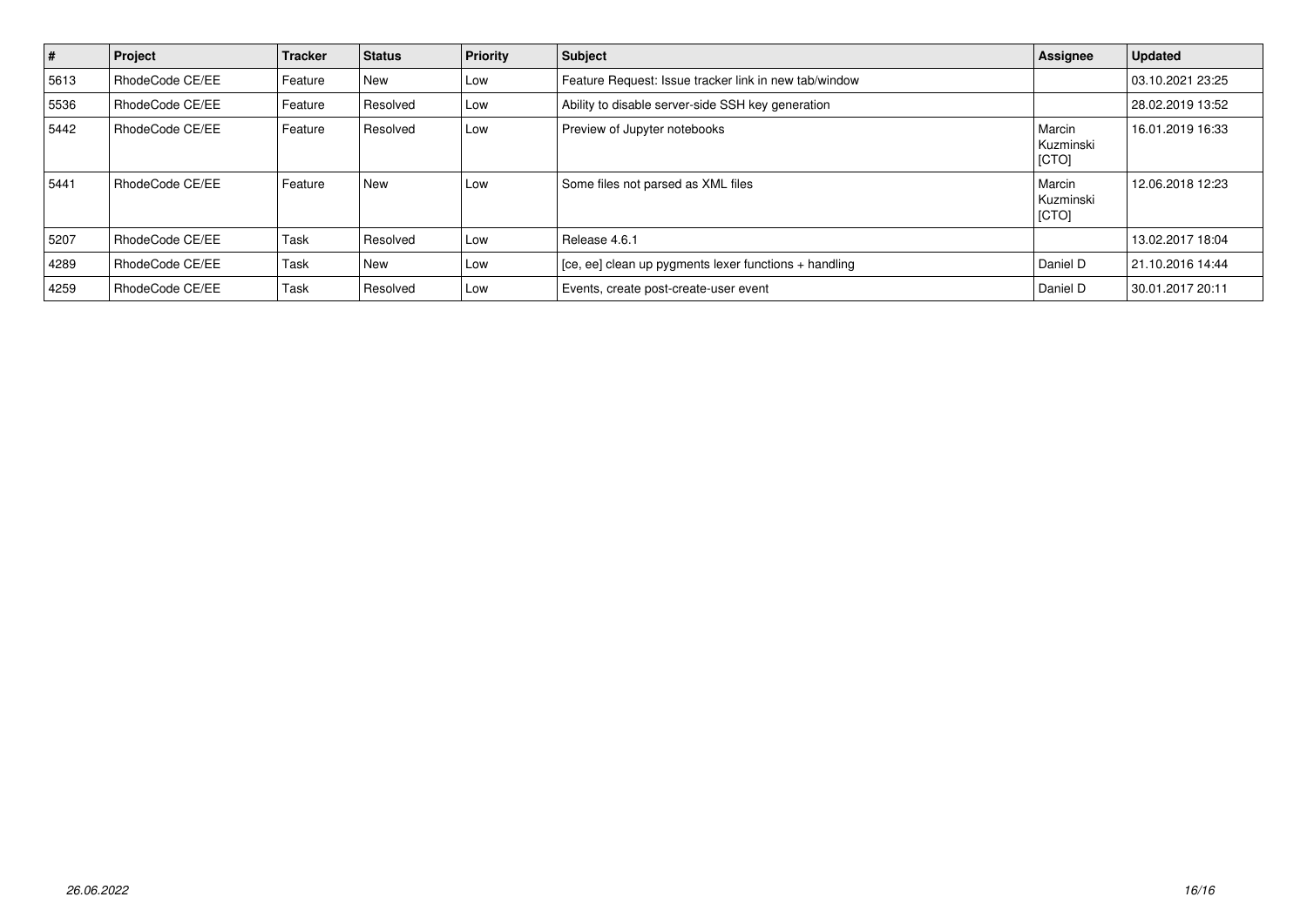| # | Project | Tracker | Status | Priority | Subject | Assignee | Updated |
|---|---|---|---|---|---|---|---|
| 5613 | RhodeCode CE/EE | Feature | New | Low | Feature Request: Issue tracker link in new tab/window | | 03.10.2021 23:25 |
| 5536 | RhodeCode CE/EE | Feature | Resolved | Low | Ability to disable server-side SSH key generation | | 28.02.2019 13:52 |
| 5442 | RhodeCode CE/EE | Feature | Resolved | Low | Preview of Jupyter notebooks | Marcin Kuzminski [CTO] | 16.01.2019 16:33 |
| 5441 | RhodeCode CE/EE | Feature | New | Low | Some files not parsed as XML files | Marcin Kuzminski [CTO] | 12.06.2018 12:23 |
| 5207 | RhodeCode CE/EE | Task | Resolved | Low | Release 4.6.1 | | 13.02.2017 18:04 |
| 4289 | RhodeCode CE/EE | Task | New | Low | [ce, ee] clean up pygments lexer functions + handling | Daniel D | 21.10.2016 14:44 |
| 4259 | RhodeCode CE/EE | Task | Resolved | Low | Events, create post-create-user event | Daniel D | 30.01.2017 20:11 |